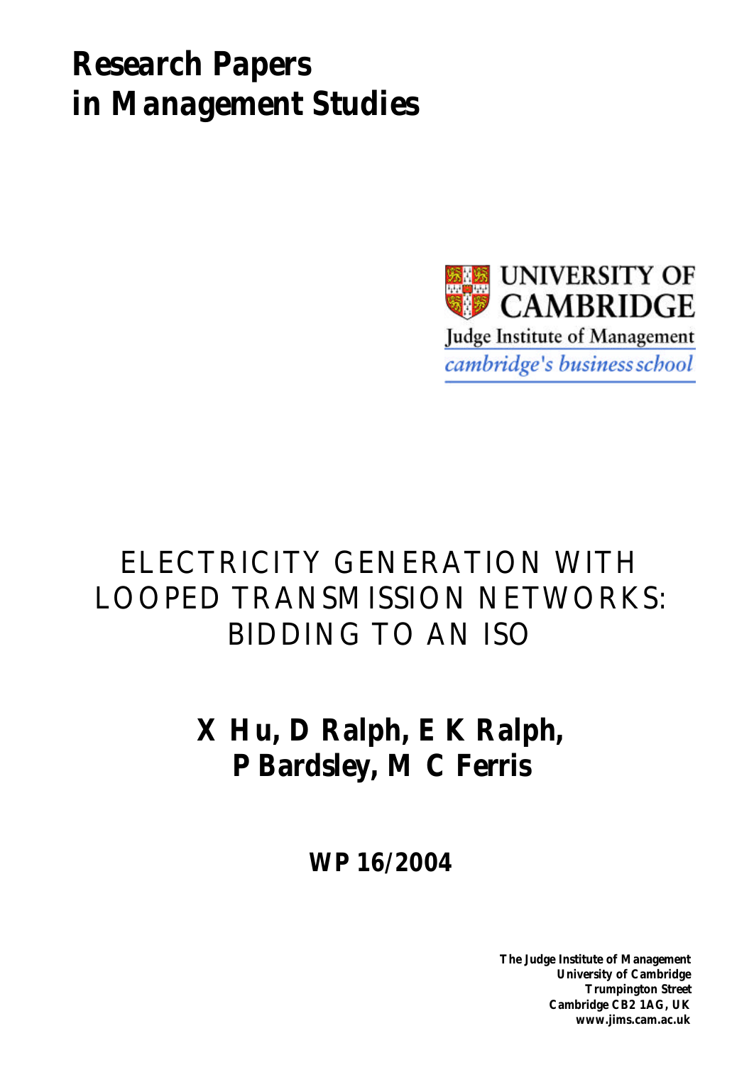# Research Papers in Management Studies

UNIVERSITY OF CAMBRIDGE

Judge Institute of Management

*cambridge's business school*

## ELECTRICITY GENERATION WITH LOOPED TRANSMISSION NETWORKS: BIDDING TO AN ISO

**X Hu, D Ralph, E K Ralph, P Bardsley, M C Ferris**

**WP 16/2004**

**The Judge Institute of Management**
**University of Cambridge**
**Trumpington Street**
**Cambridge CB2 1AG, UK**
**www.jims.cam.ac.uk**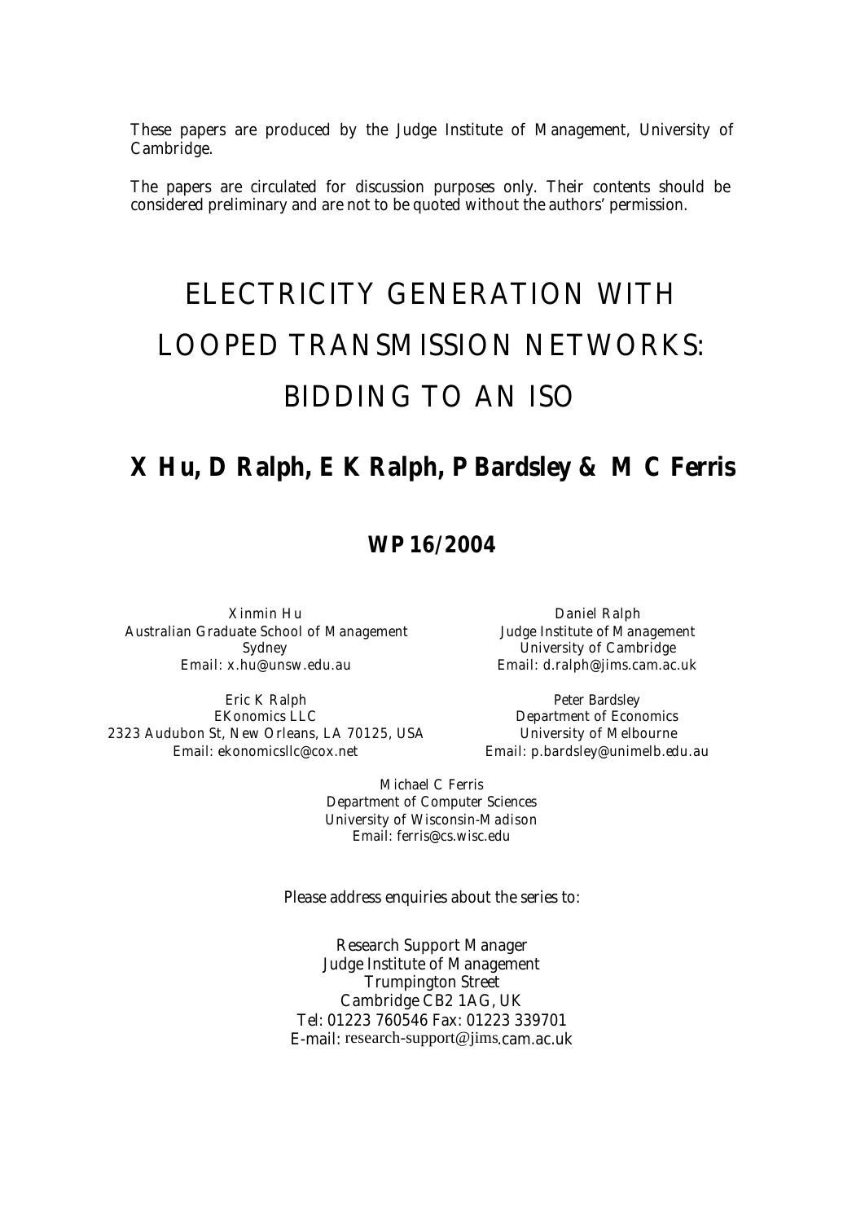These papers are produced by the Judge Institute of Management, University of Cambridge.

The papers are circulated for discussion purposes only. Their contents should be considered preliminary and are not to be quoted without the authors' permission.

# ELECTRICITY GENERATION WITH LOOPED TRANSMISSION NETWORKS: BIDDING TO AN ISO

## X Hu, D Ralph, E K Ralph, P Bardsley & M C Ferris

### WP 16/2004

Xinmin Hu
Australian Graduate School of Management
Sydney
Email: x.hu@unsw.edu.au

Daniel Ralph
Judge Institute of Management
University of Cambridge
Email: d.ralph@jims.cam.ac.uk

Eric K Ralph
EKonomics LLC
2323 Audubon St, New Orleans, LA 70125, USA
Email: ekonomicsllc@cox.net

Peter Bardsley
Department of Economics
University of Melbourne
Email: p.bardsley@unimelb.edu.au

Michael C Ferris
Department of Computer Sciences
University of Wisconsin-Madison
Email: ferris@cs.wisc.edu

Please address enquiries about the series to:

Research Support Manager
Judge Institute of Management
Trumpington Street
Cambridge CB2 1AG, UK
Tel: 01223 760546 Fax: 01223 339701
E-mail: research-support@jims.cam.ac.uk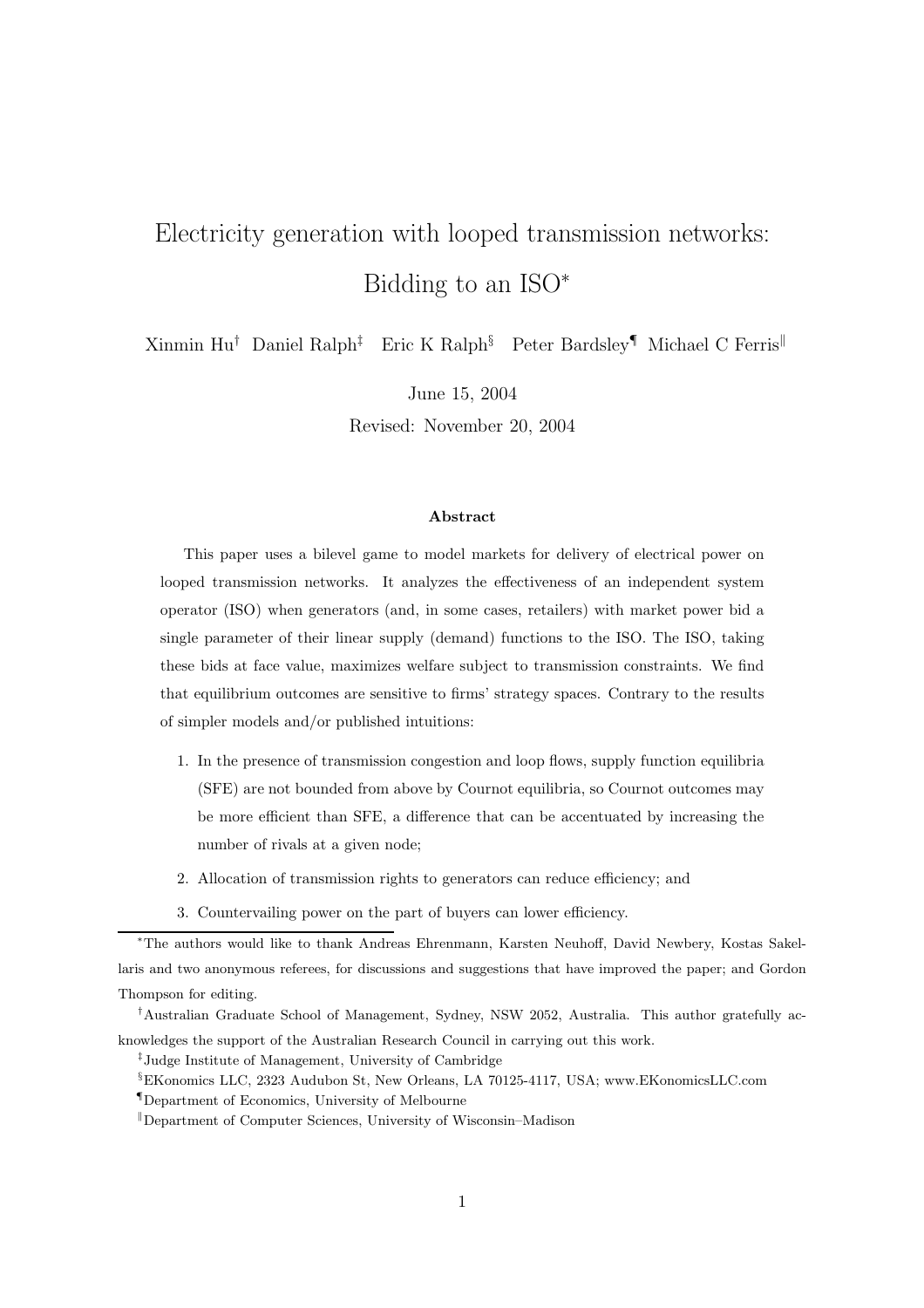# Electricity generation with looped transmission networks: Bidding to an ISO*

Xinmin Hu[†] Daniel Ralph[‡] Eric K Ralph[§] Peter Bardsley[¶] Michael C Ferris[‖]

June 15, 2004

Revised: November 20, 2004

### Abstract

This paper uses a bilevel game to model markets for delivery of electrical power on looped transmission networks. It analyzes the effectiveness of an independent system operator (ISO) when generators (and, in some cases, retailers) with market power bid a single parameter of their linear supply (demand) functions to the ISO. The ISO, taking these bids at face value, maximizes welfare subject to transmission constraints. We find that equilibrium outcomes are sensitive to firms' strategy spaces. Contrary to the results of simpler models and/or published intuitions:

1. In the presence of transmission congestion and loop flows, supply function equilibria (SFE) are not bounded from above by Cournot equilibria, so Cournot outcomes may be more efficient than SFE, a difference that can be accentuated by increasing the number of rivals at a given node;
2. Allocation of transmission rights to generators can reduce efficiency; and
3. Countervailing power on the part of buyers can lower efficiency.

---

*The authors would like to thank Andreas Ehrenmann, Karsten Neuhoff, David Newbery, Kostas Sakellaris and two anonymous referees, for discussions and suggestions that have improved the paper; and Gordon Thompson for editing.

†Australian Graduate School of Management, Sydney, NSW 2052, Australia. This author gratefully acknowledges the support of the Australian Research Council in carrying out this work.

‡Judge Institute of Management, University of Cambridge

§EKonomics LLC, 2323 Audubon St, New Orleans, LA 70125-4117, USA; www.EKonomicsLLC.com

¶Department of Economics, University of Melbourne

‖Department of Computer Sciences, University of Wisconsin–Madison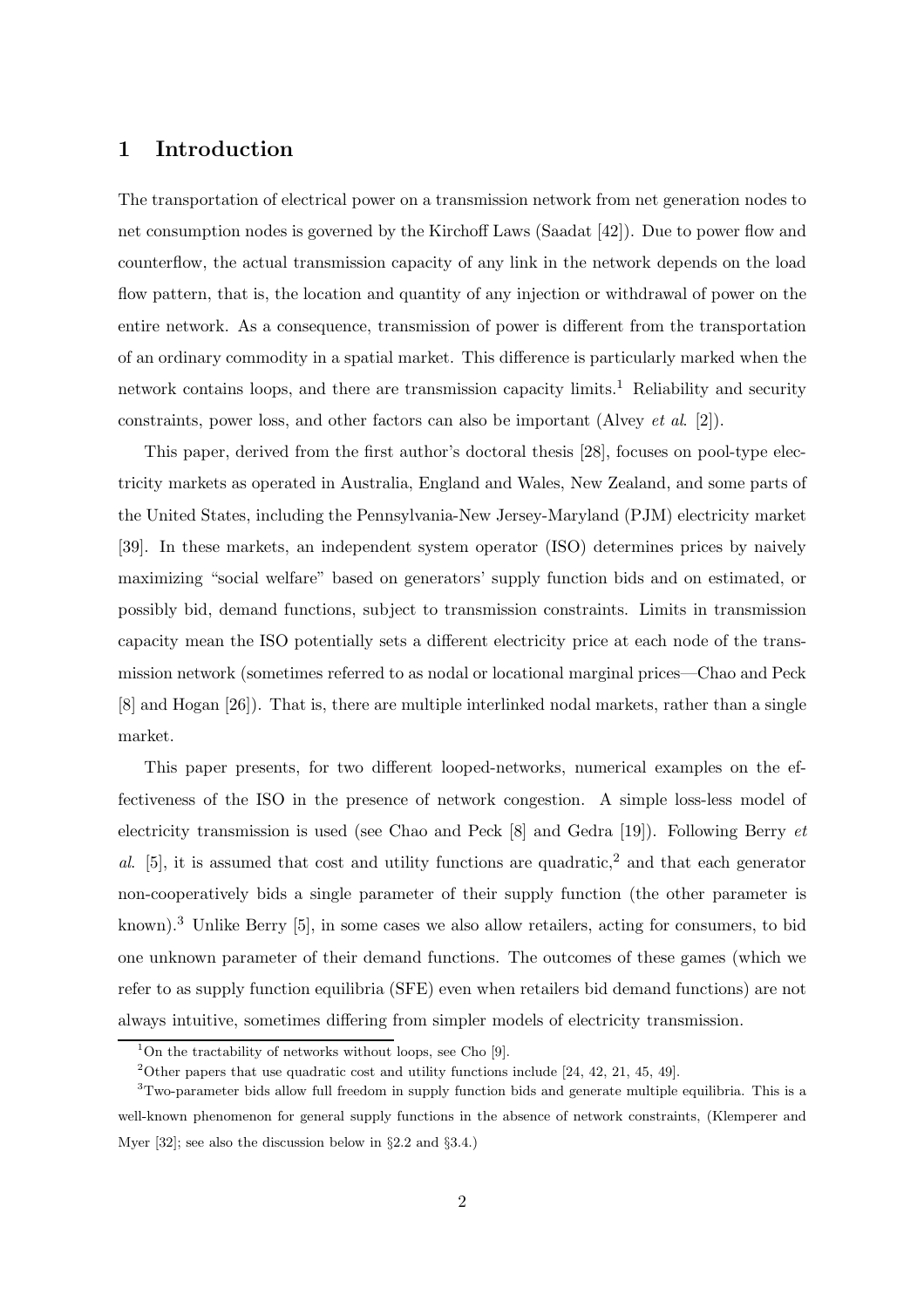# 1 Introduction

The transportation of electrical power on a transmission network from net generation nodes to net consumption nodes is governed by the Kirchoff Laws (Saadat [42]). Due to power flow and counterflow, the actual transmission capacity of any link in the network depends on the load flow pattern, that is, the location and quantity of any injection or withdrawal of power on the entire network. As a consequence, transmission of power is different from the transportation of an ordinary commodity in a spatial market. This difference is particularly marked when the network contains loops, and there are transmission capacity limits.[1] Reliability and security constraints, power loss, and other factors can also be important (Alvey *et al*. [2]).

This paper, derived from the first author's doctoral thesis [28], focuses on pool-type electricity markets as operated in Australia, England and Wales, New Zealand, and some parts of the United States, including the Pennsylvania-New Jersey-Maryland (PJM) electricity market [39]. In these markets, an independent system operator (ISO) determines prices by naively maximizing "social welfare" based on generators' supply function bids and on estimated, or possibly bid, demand functions, subject to transmission constraints. Limits in transmission capacity mean the ISO potentially sets a different electricity price at each node of the transmission network (sometimes referred to as nodal or locational marginal prices—Chao and Peck [8] and Hogan [26]). That is, there are multiple interlinked nodal markets, rather than a single market.

This paper presents, for two different looped-networks, numerical examples on the effectiveness of the ISO in the presence of network congestion. A simple loss-less model of electricity transmission is used (see Chao and Peck [8] and Gedra [19]). Following Berry *et al*. [5], it is assumed that cost and utility functions are quadratic,[2] and that each generator non-cooperatively bids a single parameter of their supply function (the other parameter is known).[3] Unlike Berry [5], in some cases we also allow retailers, acting for consumers, to bid one unknown parameter of their demand functions. The outcomes of these games (which we refer to as supply function equilibria (SFE) even when retailers bid demand functions) are not always intuitive, sometimes differing from simpler models of electricity transmission.

[1] On the tractability of networks without loops, see Cho [9].

[2] Other papers that use quadratic cost and utility functions include [24, 42, 21, 45, 49].

[3] Two-parameter bids allow full freedom in supply function bids and generate multiple equilibria. This is a well-known phenomenon for general supply functions in the absence of network constraints, (Klemperer and Myer [32]; see also the discussion below in §2.2 and §3.4.)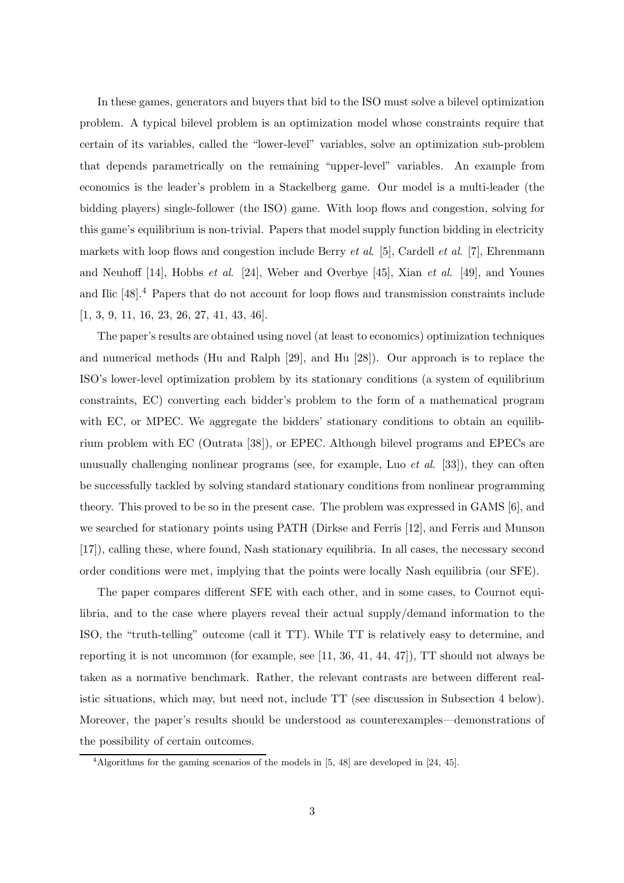In these games, generators and buyers that bid to the ISO must solve a bilevel optimization problem. A typical bilevel problem is an optimization model whose constraints require that certain of its variables, called the "lower-level" variables, solve an optimization sub-problem that depends parametrically on the remaining "upper-level" variables. An example from economics is the leader's problem in a Stackelberg game. Our model is a multi-leader (the bidding players) single-follower (the ISO) game. With loop flows and congestion, solving for this game's equilibrium is non-trivial. Papers that model supply function bidding in electricity markets with loop flows and congestion include Berry *et al*. [5], Cardell *et al*. [7], Ehrenmann and Neuhoff [14], Hobbs *et al*. [24], Weber and Overbye [45], Xian *et al*. [49], and Younes and Ilic [48].[4] Papers that do not account for loop flows and transmission constraints include [1, 3, 9, 11, 16, 23, 26, 27, 41, 43, 46].

The paper's results are obtained using novel (at least to economics) optimization techniques and numerical methods (Hu and Ralph [29], and Hu [28]). Our approach is to replace the ISO's lower-level optimization problem by its stationary conditions (a system of equilibrium constraints, EC) converting each bidder's problem to the form of a mathematical program with EC, or MPEC. We aggregate the bidders' stationary conditions to obtain an equilibrium problem with EC (Outrata [38]), or EPEC. Although bilevel programs and EPECs are unusually challenging nonlinear programs (see, for example, Luo *et al*. [33]), they can often be successfully tackled by solving standard stationary conditions from nonlinear programming theory. This proved to be so in the present case. The problem was expressed in GAMS [6], and we searched for stationary points using PATH (Dirkse and Ferris [12], and Ferris and Munson [17]), calling these, where found, Nash stationary equilibria. In all cases, the necessary second order conditions were met, implying that the points were locally Nash equilibria (our SFE).

The paper compares different SFE with each other, and in some cases, to Cournot equilibria, and to the case where players reveal their actual supply/demand information to the ISO, the "truth-telling" outcome (call it TT). While TT is relatively easy to determine, and reporting it is not uncommon (for example, see [11, 36, 41, 44, 47]), TT should not always be taken as a normative benchmark. Rather, the relevant contrasts are between different realistic situations, which may, but need not, include TT (see discussion in Subsection 4 below). Moreover, the paper's results should be understood as counterexamples—demonstrations of the possibility of certain outcomes.

[4] Algorithms for the gaming scenarios of the models in [5, 48] are developed in [24, 45].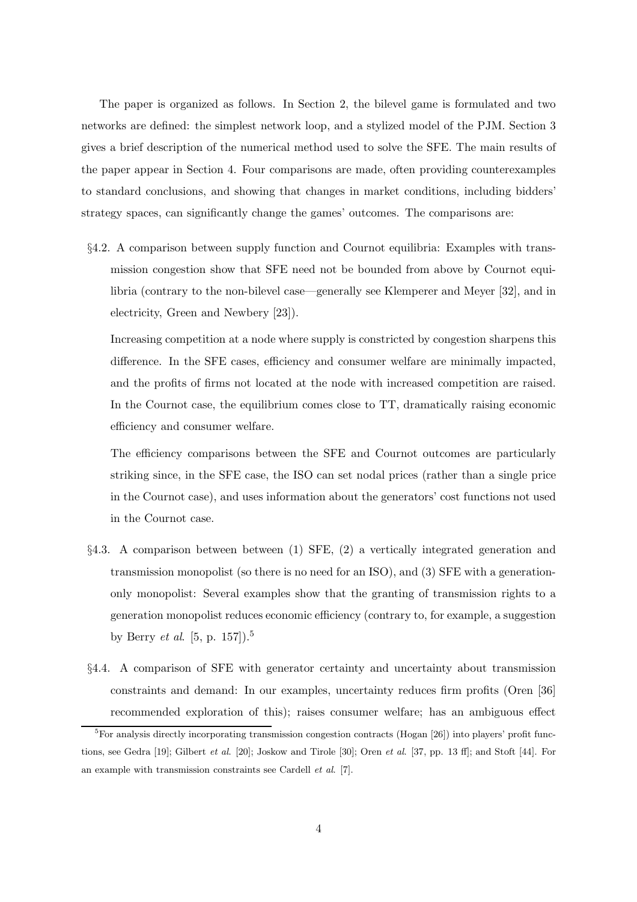The paper is organized as follows. In Section 2, the bilevel game is formulated and two networks are defined: the simplest network loop, and a stylized model of the PJM. Section 3 gives a brief description of the numerical method used to solve the SFE. The main results of the paper appear in Section 4. Four comparisons are made, often providing counterexamples to standard conclusions, and showing that changes in market conditions, including bidders' strategy spaces, can significantly change the games' outcomes. The comparisons are:

§4.2. A comparison between supply function and Cournot equilibria: Examples with transmission congestion show that SFE need not be bounded from above by Cournot equilibria (contrary to the non-bilevel case—generally see Klemperer and Meyer [32], and in electricity, Green and Newbery [23]).

Increasing competition at a node where supply is constricted by congestion sharpens this difference. In the SFE cases, efficiency and consumer welfare are minimally impacted, and the profits of firms not located at the node with increased competition are raised. In the Cournot case, the equilibrium comes close to TT, dramatically raising economic efficiency and consumer welfare.

The efficiency comparisons between the SFE and Cournot outcomes are particularly striking since, in the SFE case, the ISO can set nodal prices (rather than a single price in the Cournot case), and uses information about the generators' cost functions not used in the Cournot case.

§4.3. A comparison between between (1) SFE, (2) a vertically integrated generation and transmission monopolist (so there is no need for an ISO), and (3) SFE with a generation-only monopolist: Several examples show that the granting of transmission rights to a generation monopolist reduces economic efficiency (contrary to, for example, a suggestion by Berry *et al.* [5, p. 157]).[5]

§4.4. A comparison of SFE with generator certainty and uncertainty about transmission constraints and demand: In our examples, uncertainty reduces firm profits (Oren [36] recommended exploration of this); raises consumer welfare; has an ambiguous effect

[5] For analysis directly incorporating transmission congestion contracts (Hogan [26]) into players' profit functions, see Gedra [19]; Gilbert *et al.* [20]; Joskow and Tirole [30]; Oren *et al.* [37, pp. 13 ff]; and Stoft [44]. For an example with transmission constraints see Cardell *et al.* [7].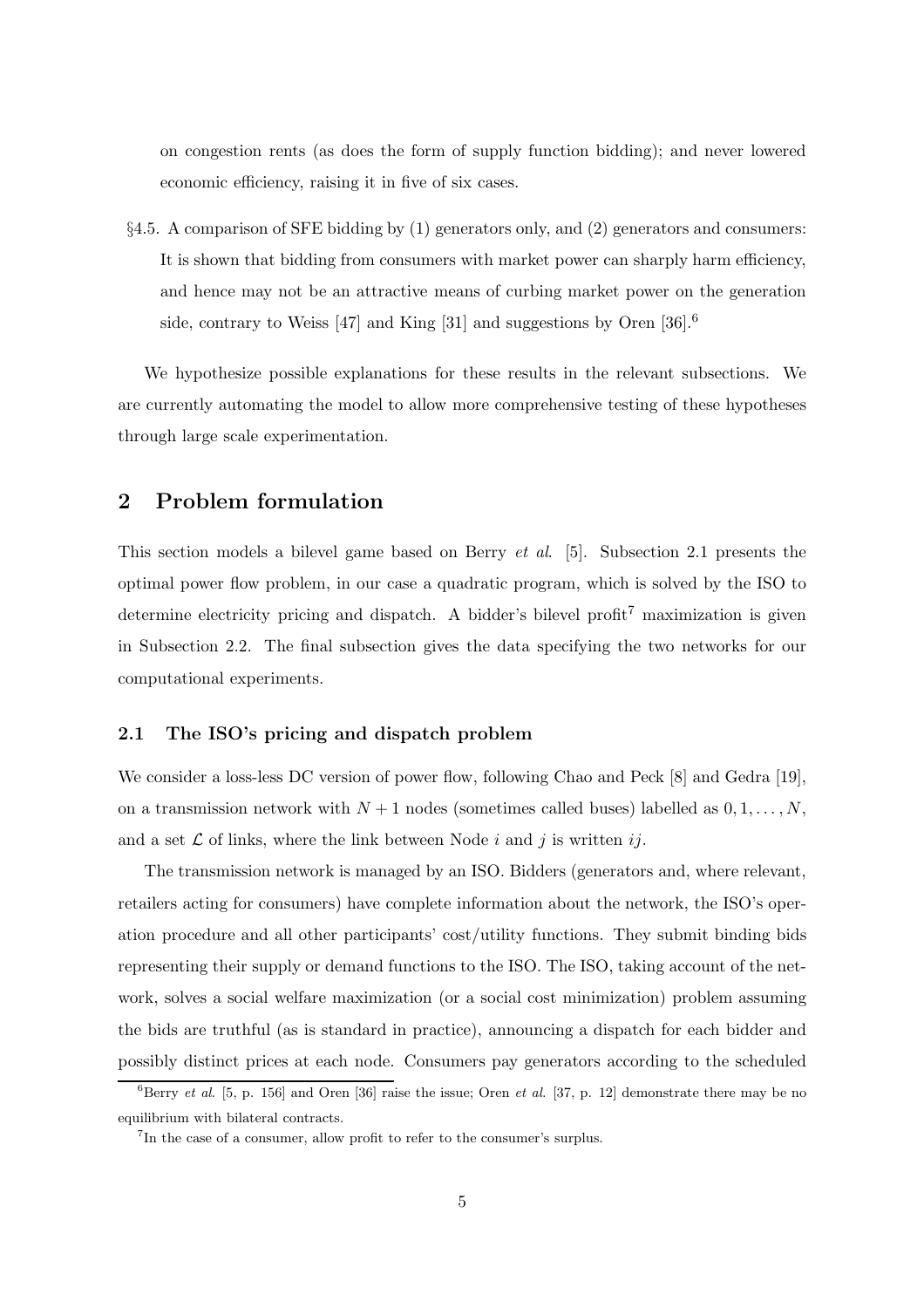on congestion rents (as does the form of supply function bidding); and never lowered economic efficiency, raising it in five of six cases.

§4.5. A comparison of SFE bidding by (1) generators only, and (2) generators and consumers: It is shown that bidding from consumers with market power can sharply harm efficiency, and hence may not be an attractive means of curbing market power on the generation side, contrary to Weiss [47] and King [31] and suggestions by Oren [36].[6]

We hypothesize possible explanations for these results in the relevant subsections. We are currently automating the model to allow more comprehensive testing of these hypotheses through large scale experimentation.

## 2 Problem formulation

This section models a bilevel game based on Berry *et al.* [5]. Subsection 2.1 presents the optimal power flow problem, in our case a quadratic program, which is solved by the ISO to determine electricity pricing and dispatch. A bidder's bilevel profit[7] maximization is given in Subsection 2.2. The final subsection gives the data specifying the two networks for our computational experiments.

### 2.1 The ISO's pricing and dispatch problem

We consider a loss-less DC version of power flow, following Chao and Peck [8] and Gedra [19], on a transmission network with $N+1$ nodes (sometimes called buses) labelled as $0, 1, \ldots, N$, and a set $\mathcal{L}$ of links, where the link between Node $i$ and $j$ is written $ij$.

The transmission network is managed by an ISO. Bidders (generators and, where relevant, retailers acting for consumers) have complete information about the network, the ISO's operation procedure and all other participants' cost/utility functions. They submit binding bids representing their supply or demand functions to the ISO. The ISO, taking account of the network, solves a social welfare maximization (or a social cost minimization) problem assuming the bids are truthful (as is standard in practice), announcing a dispatch for each bidder and possibly distinct prices at each node. Consumers pay generators according to the scheduled

[6] Berry *et al.* [5, p. 156] and Oren [36] raise the issue; Oren *et al.* [37, p. 12] demonstrate there may be no equilibrium with bilateral contracts.

[7] In the case of a consumer, allow profit to refer to the consumer's surplus.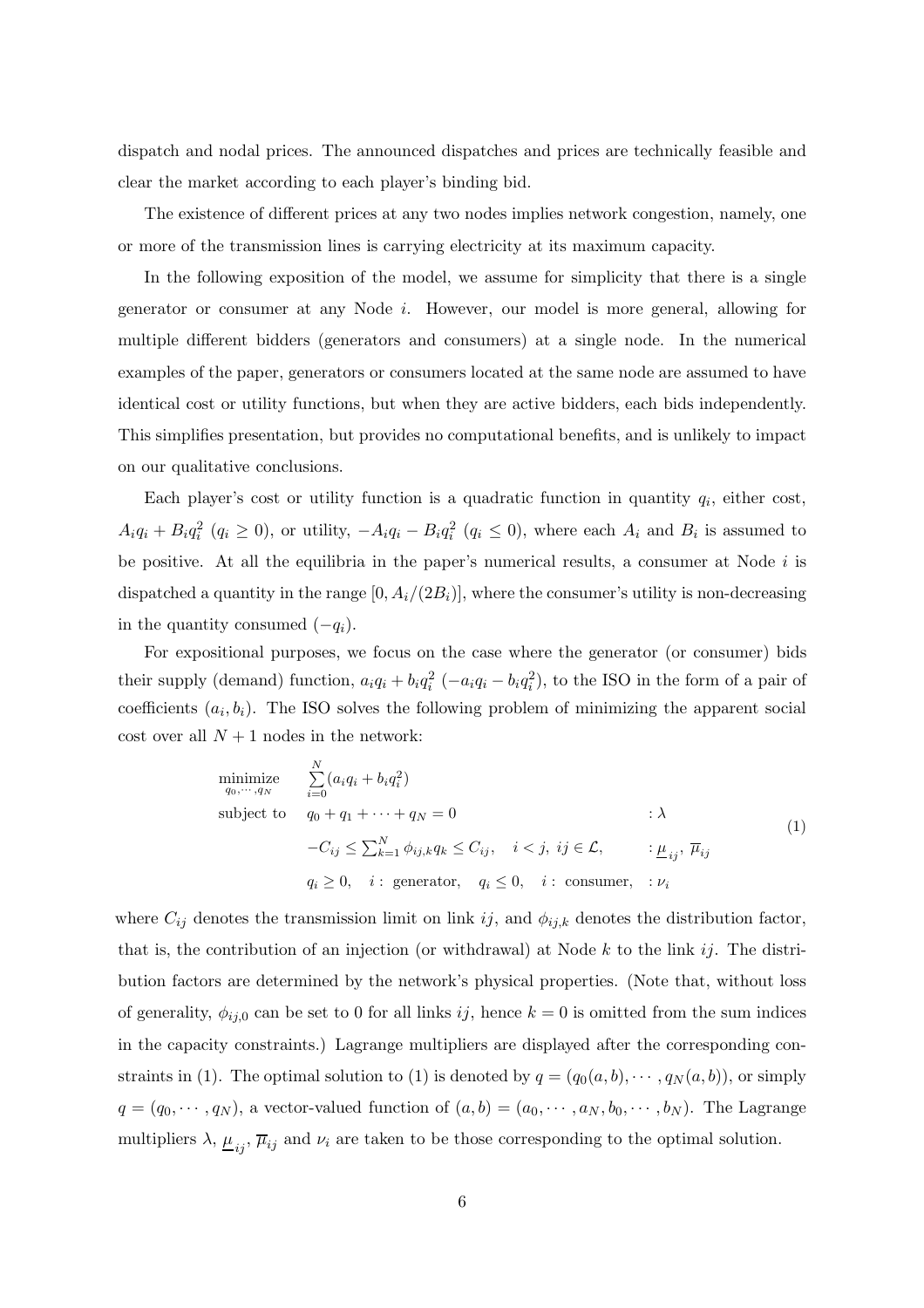dispatch and nodal prices. The announced dispatches and prices are technically feasible and clear the market according to each player's binding bid.

The existence of different prices at any two nodes implies network congestion, namely, one or more of the transmission lines is carrying electricity at its maximum capacity.

In the following exposition of the model, we assume for simplicity that there is a single generator or consumer at any Node $i$. However, our model is more general, allowing for multiple different bidders (generators and consumers) at a single node. In the numerical examples of the paper, generators or consumers located at the same node are assumed to have identical cost or utility functions, but when they are active bidders, each bids independently. This simplifies presentation, but provides no computational benefits, and is unlikely to impact on our qualitative conclusions.

Each player's cost or utility function is a quadratic function in quantity $q_i$, either cost, $A_i q_i + B_i q_i^2$ ($q_i \geq 0$), or utility, $-A_i q_i - B_i q_i^2$ ($q_i \leq 0$), where each $A_i$ and $B_i$ is assumed to be positive. At all the equilibria in the paper's numerical results, a consumer at Node $i$ is dispatched a quantity in the range $[0, A_i/(2B_i)]$, where the consumer's utility is non-decreasing in the quantity consumed ($-q_i$).

For expositional purposes, we focus on the case where the generator (or consumer) bids their supply (demand) function, $a_i q_i + b_i q_i^2$ ($-a_i q_i - b_i q_i^2$), to the ISO in the form of a pair of coefficients $(a_i, b_i)$. The ISO solves the following problem of minimizing the apparent social cost over all $N+1$ nodes in the network:

$$
\begin{array}{lll}
\underset{q_0,\cdots,q_N}{\text{minimize}} & \sum_{i=0}^{N}(a_i q_i + b_i q_i^2) & \\
\text{subject to} & q_0 + q_1 + \cdots + q_N = 0 & : \lambda \\
& -C_{ij} \leq \sum_{k=1}^{N} \phi_{ij,k} q_k \leq C_{ij}, \quad i<j,\ ij \in \mathcal{L}, & : \underline{\mu}_{ij},\ \overline{\mu}_{ij} \\
& q_i \geq 0, \quad i: \text{ generator}, \quad q_i \leq 0, \quad i: \text{ consumer}, & : \nu_i
\end{array}
\tag{1}
$$

where $C_{ij}$ denotes the transmission limit on link $ij$, and $\phi_{ij,k}$ denotes the distribution factor, that is, the contribution of an injection (or withdrawal) at Node $k$ to the link $ij$. The distribution factors are determined by the network's physical properties. (Note that, without loss of generality, $\phi_{ij,0}$ can be set to 0 for all links $ij$, hence $k = 0$ is omitted from the sum indices in the capacity constraints.) Lagrange multipliers are displayed after the corresponding constraints in (1). The optimal solution to (1) is denoted by $q = (q_0(a,b), \cdots, q_N(a,b))$, or simply $q = (q_0, \cdots, q_N)$, a vector-valued function of $(a,b) = (a_0, \cdots, a_N, b_0, \cdots, b_N)$. The Lagrange multipliers $\lambda$, $\underline{\mu}_{ij}$, $\overline{\mu}_{ij}$ and $\nu_i$ are taken to be those corresponding to the optimal solution.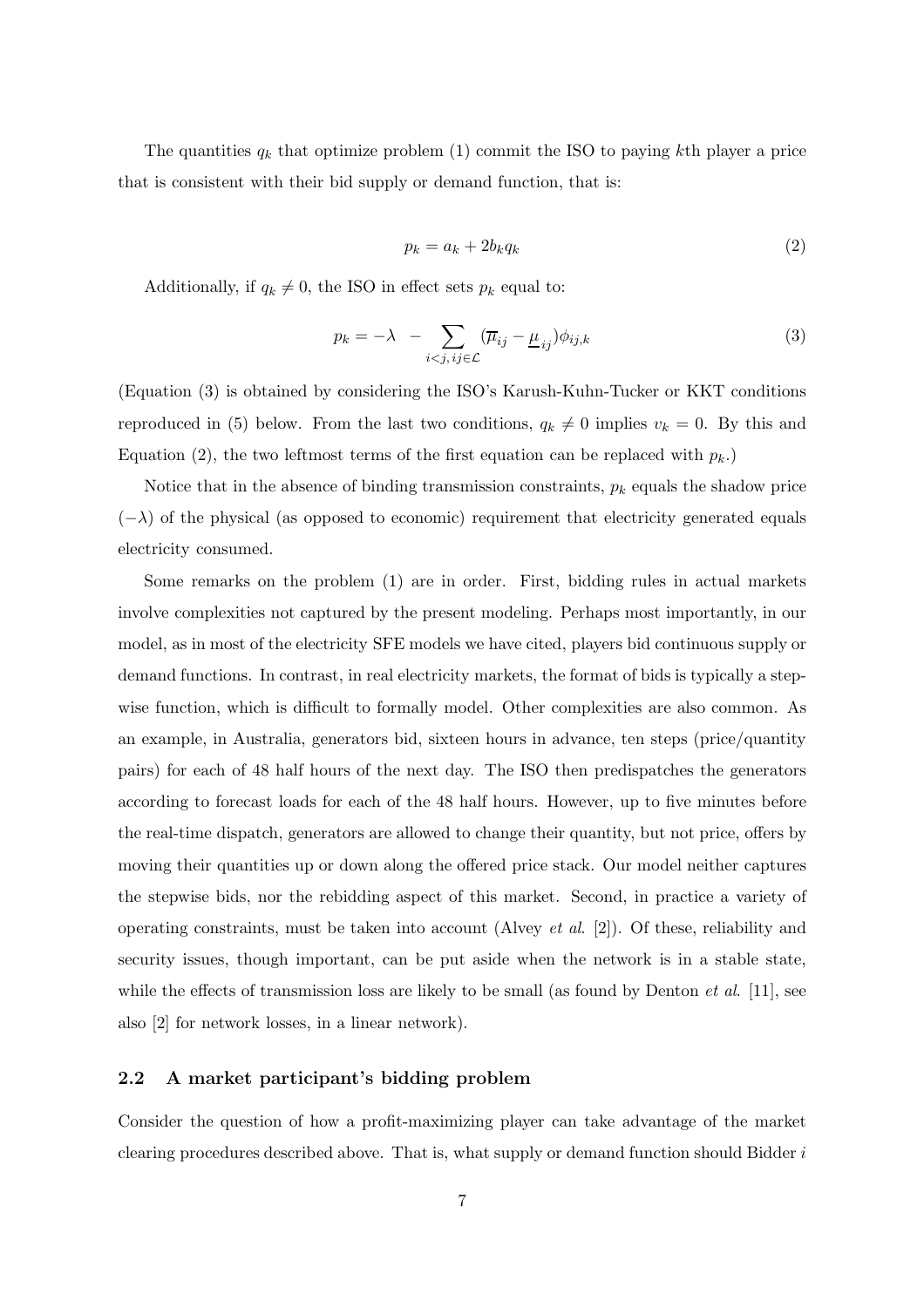The quantities $q_k$ that optimize problem (1) commit the ISO to paying $k$th player a price that is consistent with their bid supply or demand function, that is:

$$p_k = a_k + 2b_k q_k \tag{2}$$

Additionally, if $q_k \neq 0$, the ISO in effect sets $p_k$ equal to:

$$p_k = -\lambda \quad - \sum_{i<j, ij \in \mathcal{L}} (\overline{\mu}_{ij} - \underline{\mu}_{ij})\phi_{ij,k} \tag{3}$$

(Equation (3) is obtained by considering the ISO's Karush-Kuhn-Tucker or KKT conditions reproduced in (5) below. From the last two conditions, $q_k \neq 0$ implies $v_k = 0$. By this and Equation (2), the two leftmost terms of the first equation can be replaced with $p_k$.)

Notice that in the absence of binding transmission constraints, $p_k$ equals the shadow price $(-\lambda)$ of the physical (as opposed to economic) requirement that electricity generated equals electricity consumed.

Some remarks on the problem (1) are in order. First, bidding rules in actual markets involve complexities not captured by the present modeling. Perhaps most importantly, in our model, as in most of the electricity SFE models we have cited, players bid continuous supply or demand functions. In contrast, in real electricity markets, the format of bids is typically a stepwise function, which is difficult to formally model. Other complexities are also common. As an example, in Australia, generators bid, sixteen hours in advance, ten steps (price/quantity pairs) for each of 48 half hours of the next day. The ISO then predispatches the generators according to forecast loads for each of the 48 half hours. However, up to five minutes before the real-time dispatch, generators are allowed to change their quantity, but not price, offers by moving their quantities up or down along the offered price stack. Our model neither captures the stepwise bids, nor the rebidding aspect of this market. Second, in practice a variety of operating constraints, must be taken into account (Alvey *et al.* [2]). Of these, reliability and security issues, though important, can be put aside when the network is in a stable state, while the effects of transmission loss are likely to be small (as found by Denton *et al.* [11], see also [2] for network losses, in a linear network).

### 2.2 A market participant's bidding problem

Consider the question of how a profit-maximizing player can take advantage of the market clearing procedures described above. That is, what supply or demand function should Bidder $i$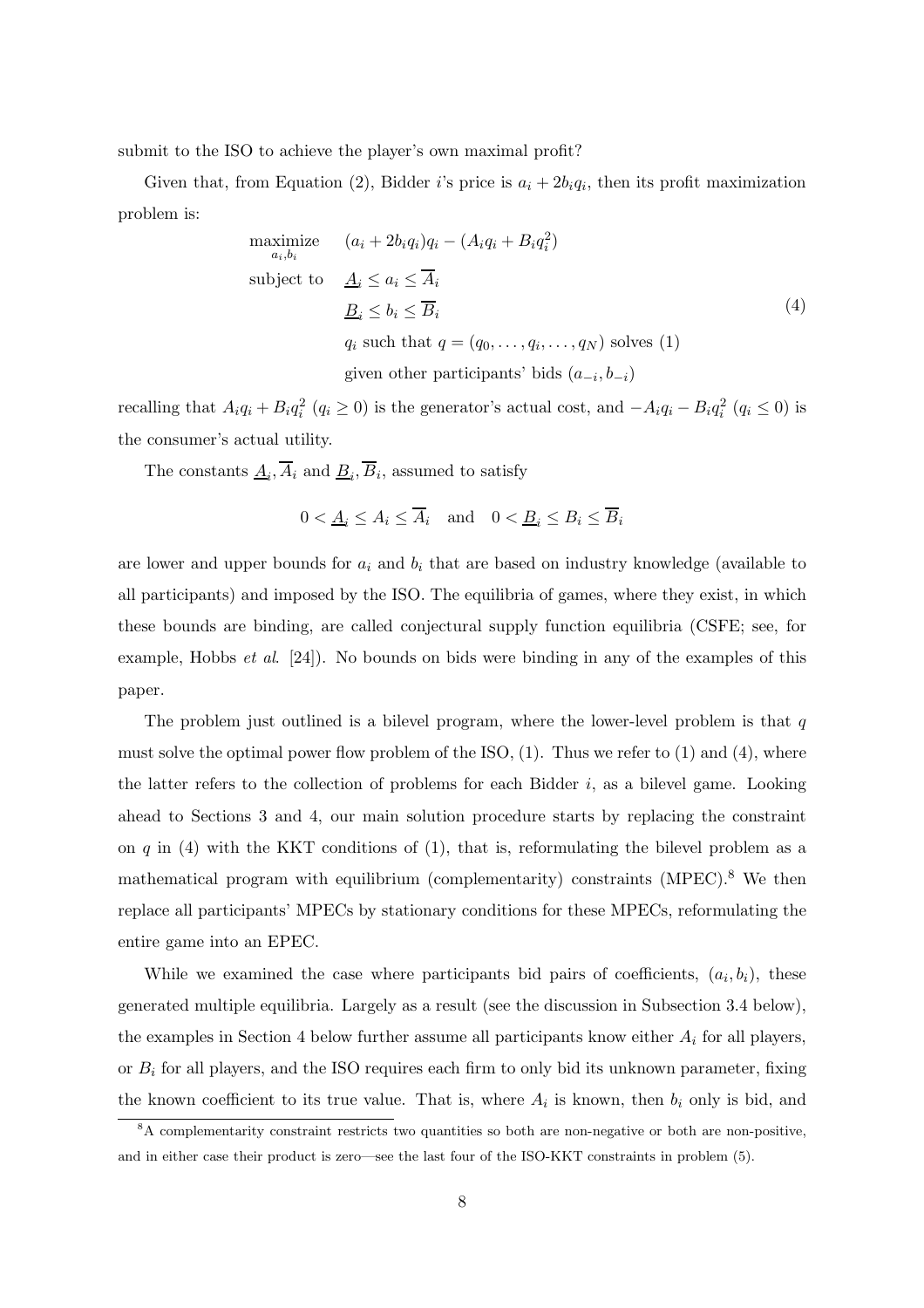submit to the ISO to achieve the player's own maximal profit?

Given that, from Equation (2), Bidder $i$'s price is $a_i + 2b_i q_i$, then its profit maximization problem is:

$$
\begin{aligned}
\underset{a_i, b_i}{\text{maximize}} \quad & (a_i + 2b_i q_i)q_i - (A_i q_i + B_i q_i^2) \\
\text{subject to} \quad & \underline{A}_i \leq a_i \leq \overline{A}_i \\
& \underline{B}_i \leq b_i \leq \overline{B}_i \\
& q_i \text{ such that } q = (q_0, \ldots, q_i, \ldots, q_N) \text{ solves (1)} \\
& \text{given other participants' bids } (a_{-i}, b_{-i})
\end{aligned}
\tag{4}
$$

recalling that $A_i q_i + B_i q_i^2$ ($q_i \geq 0$) is the generator's actual cost, and $-A_i q_i - B_i q_i^2$ ($q_i \leq 0$) is the consumer's actual utility.

The constants $\underline{A}_i, \overline{A}_i$ and $\underline{B}_i, \overline{B}_i$, assumed to satisfy

$$
0 < \underline{A}_i \leq A_i \leq \overline{A}_i \quad \text{and} \quad 0 < \underline{B}_i \leq B_i \leq \overline{B}_i
$$

are lower and upper bounds for $a_i$ and $b_i$ that are based on industry knowledge (available to all participants) and imposed by the ISO. The equilibria of games, where they exist, in which these bounds are binding, are called conjectural supply function equilibria (CSFE; see, for example, Hobbs *et al.* [24]). No bounds on bids were binding in any of the examples of this paper.

The problem just outlined is a bilevel program, where the lower-level problem is that $q$ must solve the optimal power flow problem of the ISO, (1). Thus we refer to (1) and (4), where the latter refers to the collection of problems for each Bidder $i$, as a bilevel game. Looking ahead to Sections 3 and 4, our main solution procedure starts by replacing the constraint on $q$ in (4) with the KKT conditions of (1), that is, reformulating the bilevel problem as a mathematical program with equilibrium (complementarity) constraints (MPEC).[8] We then replace all participants' MPECs by stationary conditions for these MPECs, reformulating the entire game into an EPEC.

While we examined the case where participants bid pairs of coefficients, $(a_i, b_i)$, these generated multiple equilibria. Largely as a result (see the discussion in Subsection 3.4 below), the examples in Section 4 below further assume all participants know either $A_i$ for all players, or $B_i$ for all players, and the ISO requires each firm to only bid its unknown parameter, fixing the known coefficient to its true value. That is, where $A_i$ is known, then $b_i$ only is bid, and

[8] A complementarity constraint restricts two quantities so both are non-negative or both are non-positive, and in either case their product is zero—see the last four of the ISO-KKT constraints in problem (5).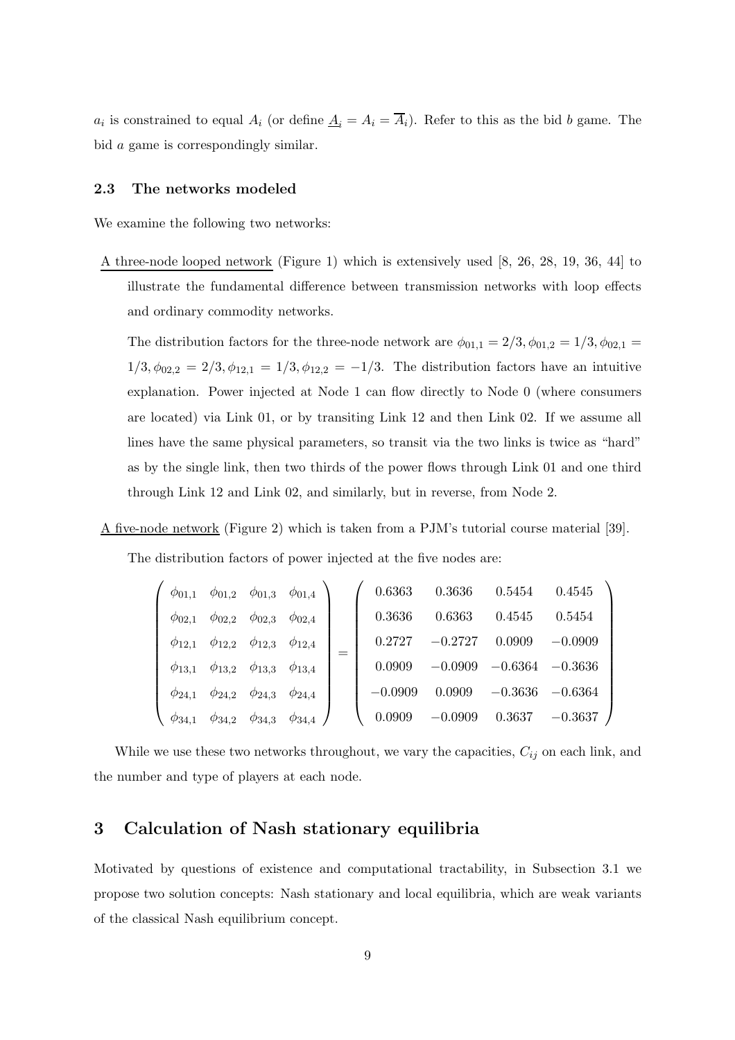$a_i$ is constrained to equal $A_i$ (or define $\underline{A}_i = A_i = \overline{A}_i$). Refer to this as the bid $b$ game. The bid $a$ game is correspondingly similar.

### 2.3 The networks modeled

We examine the following two networks:

A three-node looped network (Figure 1) which is extensively used [8, 26, 28, 19, 36, 44] to illustrate the fundamental difference between transmission networks with loop effects and ordinary commodity networks.

The distribution factors for the three-node network are $\phi_{01,1} = 2/3, \phi_{01,2} = 1/3, \phi_{02,1} = 1/3, \phi_{02,2} = 2/3, \phi_{12,1} = 1/3, \phi_{12,2} = -1/3$. The distribution factors have an intuitive explanation. Power injected at Node 1 can flow directly to Node 0 (where consumers are located) via Link 01, or by transiting Link 12 and then Link 02. If we assume all lines have the same physical parameters, so transit via the two links is twice as "hard" as by the single link, then two thirds of the power flows through Link 01 and one third through Link 12 and Link 02, and similarly, but in reverse, from Node 2.

A five-node network (Figure 2) which is taken from a PJM's tutorial course material [39].

The distribution factors of power injected at the five nodes are:

$$\begin{pmatrix} \phi_{01,1} & \phi_{01,2} & \phi_{01,3} & \phi_{01,4} \\ \phi_{02,1} & \phi_{02,2} & \phi_{02,3} & \phi_{02,4} \\ \phi_{12,1} & \phi_{12,2} & \phi_{12,3} & \phi_{12,4} \\ \phi_{13,1} & \phi_{13,2} & \phi_{13,3} & \phi_{13,4} \\ \phi_{24,1} & \phi_{24,2} & \phi_{24,3} & \phi_{24,4} \\ \phi_{34,1} & \phi_{34,2} & \phi_{34,3} & \phi_{34,4} \end{pmatrix} = \begin{pmatrix} 0.6363 & 0.3636 & 0.5454 & 0.4545 \\ 0.3636 & 0.6363 & 0.4545 & 0.5454 \\ 0.2727 & -0.2727 & 0.0909 & -0.0909 \\ 0.0909 & -0.0909 & -0.6364 & -0.3636 \\ -0.0909 & 0.0909 & -0.3636 & -0.6364 \\ 0.0909 & -0.0909 & 0.3637 & -0.3637 \end{pmatrix}$$

While we use these two networks throughout, we vary the capacities, $C_{ij}$ on each link, and the number and type of players at each node.

## 3 Calculation of Nash stationary equilibria

Motivated by questions of existence and computational tractability, in Subsection 3.1 we propose two solution concepts: Nash stationary and local equilibria, which are weak variants of the classical Nash equilibrium concept.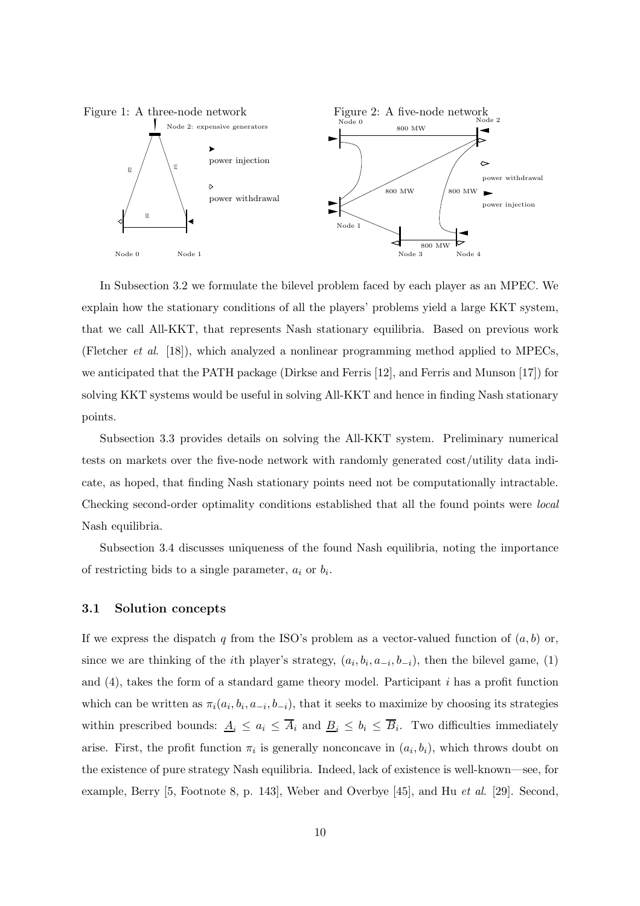Figure 1: A three-node network

Figure 2: A five-node network

In Subsection 3.2 we formulate the bilevel problem faced by each player as an MPEC. We explain how the stationary conditions of all the players' problems yield a large KKT system, that we call All-KKT, that represents Nash stationary equilibria. Based on previous work (Fletcher *et al.* [18]), which analyzed a nonlinear programming method applied to MPECs, we anticipated that the PATH package (Dirkse and Ferris [12], and Ferris and Munson [17]) for solving KKT systems would be useful in solving All-KKT and hence in finding Nash stationary points.

Subsection 3.3 provides details on solving the All-KKT system. Preliminary numerical tests on markets over the five-node network with randomly generated cost/utility data indicate, as hoped, that finding Nash stationary points need not be computationally intractable. Checking second-order optimality conditions established that all the found points were *local* Nash equilibria.

Subsection 3.4 discusses uniqueness of the found Nash equilibria, noting the importance of restricting bids to a single parameter, $a_i$ or $b_i$.

### 3.1 Solution concepts

If we express the dispatch $q$ from the ISO's problem as a vector-valued function of $(a, b)$ or, since we are thinking of the $i$th player's strategy, $(a_i, b_i, a_{-i}, b_{-i})$, then the bilevel game, (1) and (4), takes the form of a standard game theory model. Participant $i$ has a profit function which can be written as $\pi_i(a_i, b_i, a_{-i}, b_{-i})$, that it seeks to maximize by choosing its strategies within prescribed bounds: $\underline{A}_i \leq a_i \leq \overline{A}_i$ and $\underline{B}_i \leq b_i \leq \overline{B}_i$. Two difficulties immediately arise. First, the profit function $\pi_i$ is generally nonconcave in $(a_i, b_i)$, which throws doubt on the existence of pure strategy Nash equilibria. Indeed, lack of existence is well-known—see, for example, Berry [5, Footnote 8, p. 143], Weber and Overbye [45], and Hu *et al.* [29]. Second,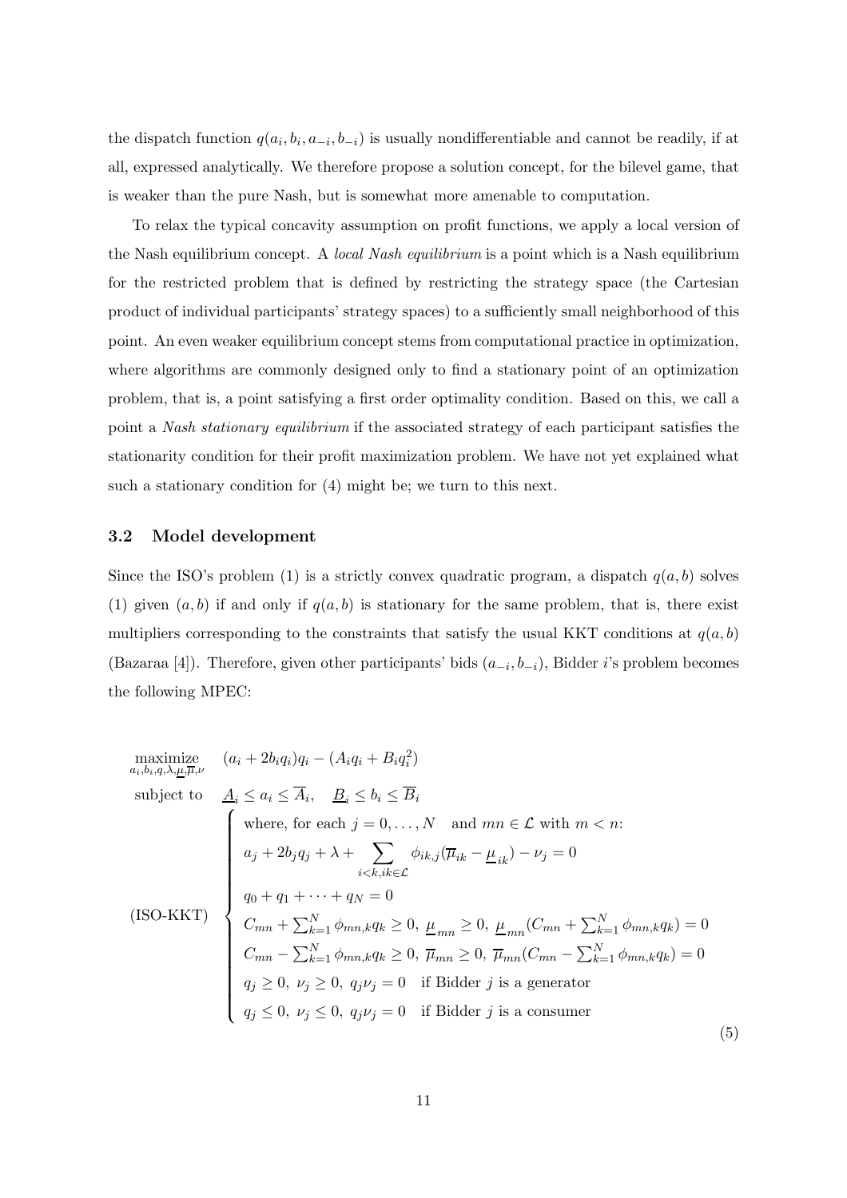the dispatch function $q(a_i, b_i, a_{-i}, b_{-i})$ is usually nondifferentiable and cannot be readily, if at all, expressed analytically. We therefore propose a solution concept, for the bilevel game, that is weaker than the pure Nash, but is somewhat more amenable to computation.

To relax the typical concavity assumption on profit functions, we apply a local version of the Nash equilibrium concept. A *local Nash equilibrium* is a point which is a Nash equilibrium for the restricted problem that is defined by restricting the strategy space (the Cartesian product of individual participants' strategy spaces) to a sufficiently small neighborhood of this point. An even weaker equilibrium concept stems from computational practice in optimization, where algorithms are commonly designed only to find a stationary point of an optimization problem, that is, a point satisfying a first order optimality condition. Based on this, we call a point a *Nash stationary equilibrium* if the associated strategy of each participant satisfies the stationarity condition for their profit maximization problem. We have not yet explained what such a stationary condition for (4) might be; we turn to this next.

### 3.2 Model development

Since the ISO's problem (1) is a strictly convex quadratic program, a dispatch $q(a, b)$ solves (1) given $(a, b)$ if and only if $q(a, b)$ is stationary for the same problem, that is, there exist multipliers corresponding to the constraints that satisfy the usual KKT conditions at $q(a, b)$ (Bazaraa [4]). Therefore, given other participants' bids $(a_{-i}, b_{-i})$, Bidder $i$'s problem becomes the following MPEC:

$$
\begin{array}{ll}
\underset{a_i, b_i, q, \lambda, \underline{\mu}, \overline{\mu}, \nu}{\text{maximize}} & (a_i + 2b_i q_i) q_i - (A_i q_i + B_i q_i^2) \\
\text{subject to} & \underline{A}_i \le a_i \le \overline{A}_i, \quad \underline{B}_i \le b_i \le \overline{B}_i \\
\text{(ISO-KKT)} & \left\{ \begin{array}{l}
\text{where, for each } j = 0, \ldots, N \quad \text{and } mn \in \mathcal{L} \text{ with } m < n\text{:} \\
a_j + 2b_j q_j + \lambda + \displaystyle\sum_{i<k, ik \in \mathcal{L}} \phi_{ik,j} (\overline{\mu}_{ik} - \underline{\mu}_{ik}) - \nu_j = 0 \\
q_0 + q_1 + \cdots + q_N = 0 \\
C_{mn} + \sum_{k=1}^N \phi_{mn,k} q_k \ge 0, \ \underline{\mu}_{mn} \ge 0, \ \underline{\mu}_{mn} (C_{mn} + \sum_{k=1}^N \phi_{mn,k} q_k) = 0 \\
C_{mn} - \sum_{k=1}^N \phi_{mn,k} q_k \ge 0, \ \overline{\mu}_{mn} \ge 0, \ \overline{\mu}_{mn} (C_{mn} - \sum_{k=1}^N \phi_{mn,k} q_k) = 0 \\
q_j \ge 0, \ \nu_j \ge 0, \ q_j \nu_j = 0 \quad \text{if Bidder } j \text{ is a generator} \\
q_j \le 0, \ \nu_j \le 0, \ q_j \nu_j = 0 \quad \text{if Bidder } j \text{ is a consumer}
\end{array} \right.
\end{array}
\tag{5}
$$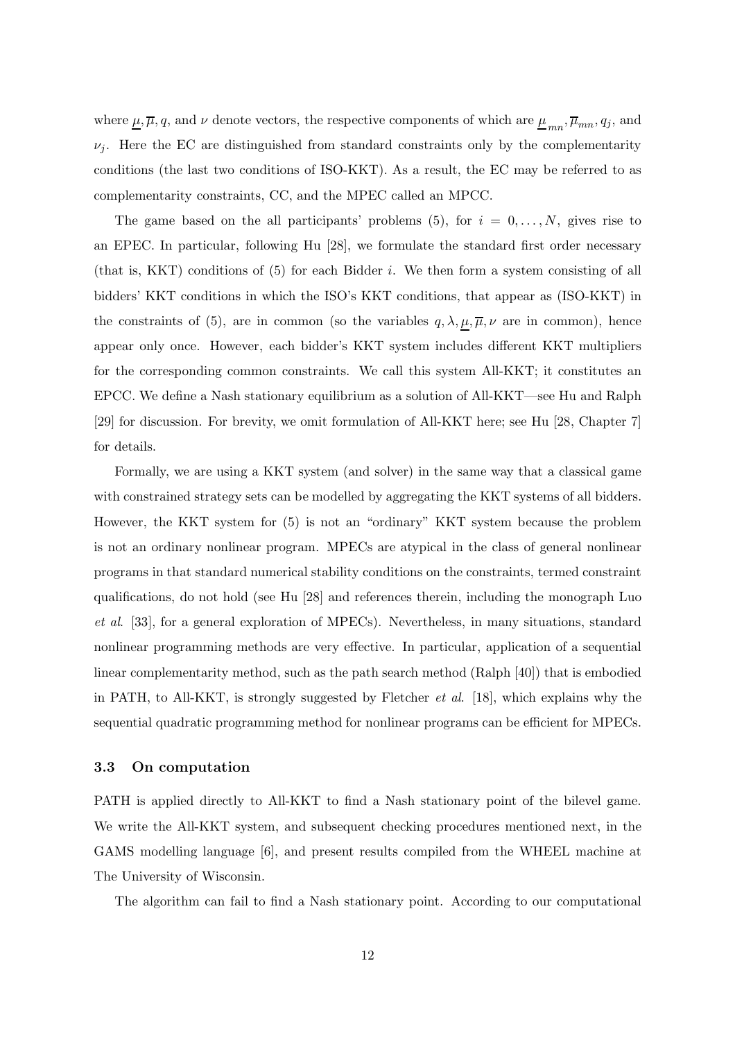where $\underline{\mu}, \overline{\mu}, q$, and $\nu$ denote vectors, the respective components of which are $\underline{\mu}_{mn}, \overline{\mu}_{mn}, q_j$, and $\nu_j$. Here the EC are distinguished from standard constraints only by the complementarity conditions (the last two conditions of ISO-KKT). As a result, the EC may be referred to as complementarity constraints, CC, and the MPEC called an MPCC.

The game based on the all participants' problems (5), for $i = 0, \ldots, N$, gives rise to an EPEC. In particular, following Hu [28], we formulate the standard first order necessary (that is, KKT) conditions of (5) for each Bidder $i$. We then form a system consisting of all bidders' KKT conditions in which the ISO's KKT conditions, that appear as (ISO-KKT) in the constraints of (5), are in common (so the variables $q, \lambda, \underline{\mu}, \overline{\mu}, \nu$ are in common), hence appear only once. However, each bidder's KKT system includes different KKT multipliers for the corresponding common constraints. We call this system All-KKT; it constitutes an EPCC. We define a Nash stationary equilibrium as a solution of All-KKT—see Hu and Ralph [29] for discussion. For brevity, we omit formulation of All-KKT here; see Hu [28, Chapter 7] for details.

Formally, we are using a KKT system (and solver) in the same way that a classical game with constrained strategy sets can be modelled by aggregating the KKT systems of all bidders. However, the KKT system for (5) is not an "ordinary" KKT system because the problem is not an ordinary nonlinear program. MPECs are atypical in the class of general nonlinear programs in that standard numerical stability conditions on the constraints, termed constraint qualifications, do not hold (see Hu [28] and references therein, including the monograph Luo *et al*. [33], for a general exploration of MPECs). Nevertheless, in many situations, standard nonlinear programming methods are very effective. In particular, application of a sequential linear complementarity method, such as the path search method (Ralph [40]) that is embodied in PATH, to All-KKT, is strongly suggested by Fletcher *et al*. [18], which explains why the sequential quadratic programming method for nonlinear programs can be efficient for MPECs.

### 3.3 On computation

PATH is applied directly to All-KKT to find a Nash stationary point of the bilevel game. We write the All-KKT system, and subsequent checking procedures mentioned next, in the GAMS modelling language [6], and present results compiled from the WHEEL machine at The University of Wisconsin.

The algorithm can fail to find a Nash stationary point. According to our computational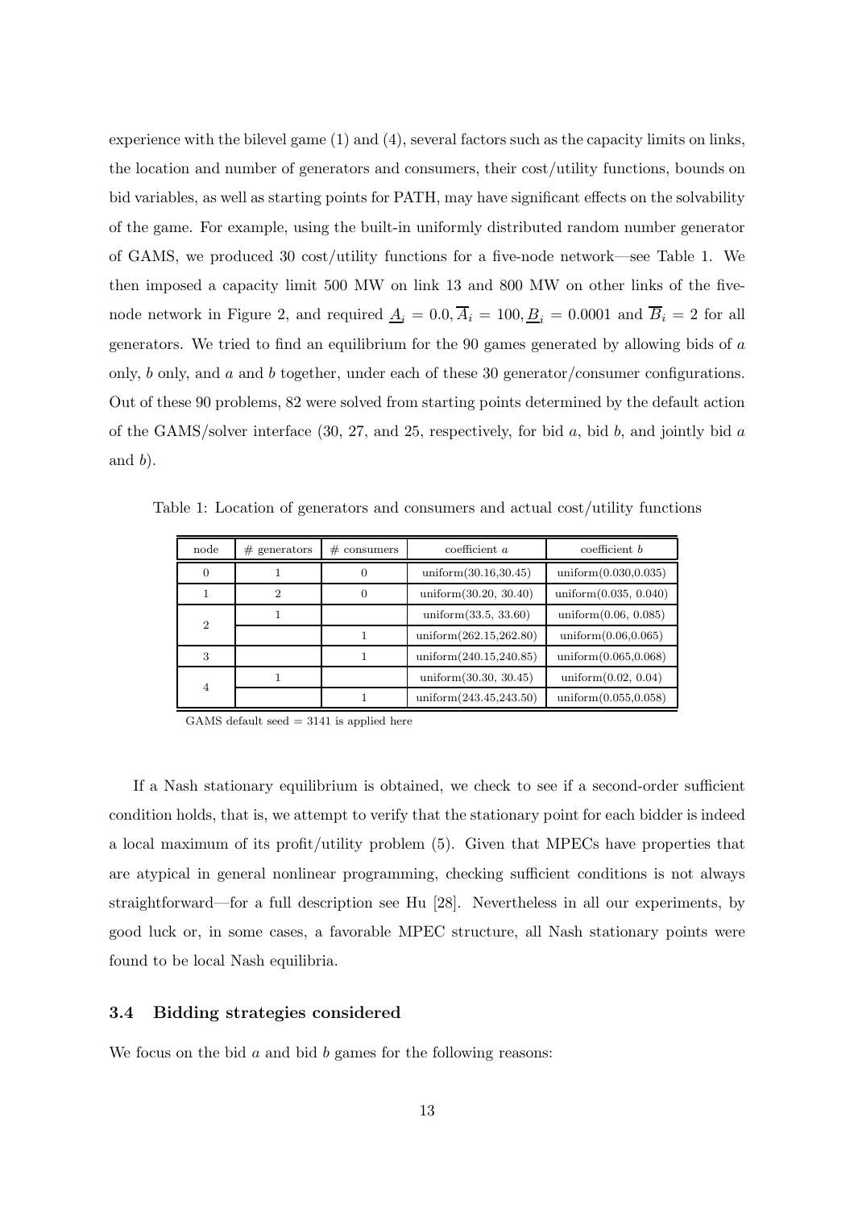experience with the bilevel game (1) and (4), several factors such as the capacity limits on links, the location and number of generators and consumers, their cost/utility functions, bounds on bid variables, as well as starting points for PATH, may have significant effects on the solvability of the game. For example, using the built-in uniformly distributed random number generator of GAMS, we produced 30 cost/utility functions for a five-node network—see Table 1. We then imposed a capacity limit 500 MW on link 13 and 800 MW on other links of the five-node network in Figure 2, and required $\underline{A}_i = 0.0, \overline{A}_i = 100, \underline{B}_i = 0.0001$ and $\overline{B}_i = 2$ for all generators. We tried to find an equilibrium for the 90 games generated by allowing bids of $a$ only, $b$ only, and $a$ and $b$ together, under each of these 30 generator/consumer configurations. Out of these 90 problems, 82 were solved from starting points determined by the default action of the GAMS/solver interface (30, 27, and 25, respectively, for bid $a$, bid $b$, and jointly bid $a$ and $b$).

Table 1: Location of generators and consumers and actual cost/utility functions

| node | # generators | # consumers | coefficient $a$ | coefficient $b$ |
|---|---|---|---|---|
| 0 | 1 | 0 | uniform(30.16,30.45) | uniform(0.030,0.035) |
| 1 | 2 | 0 | uniform(30.20, 30.40) | uniform(0.035, 0.040) |
| 2 | 1 | | uniform(33.5, 33.60) | uniform(0.06, 0.085) |
| | | 1 | uniform(262.15,262.80) | uniform(0.06,0.065) |
| 3 | | 1 | uniform(240.15,240.85) | uniform(0.065,0.068) |
| 4 | 1 | | uniform(30.30, 30.45) | uniform(0.02, 0.04) |
| | | 1 | uniform(243.45,243.50) | uniform(0.055,0.058) |

GAMS default seed = 3141 is applied here

If a Nash stationary equilibrium is obtained, we check to see if a second-order sufficient condition holds, that is, we attempt to verify that the stationary point for each bidder is indeed a local maximum of its profit/utility problem (5). Given that MPECs have properties that are atypical in general nonlinear programming, checking sufficient conditions is not always straightforward—for a full description see Hu [28]. Nevertheless in all our experiments, by good luck or, in some cases, a favorable MPEC structure, all Nash stationary points were found to be local Nash equilibria.

### 3.4 Bidding strategies considered

We focus on the bid $a$ and bid $b$ games for the following reasons: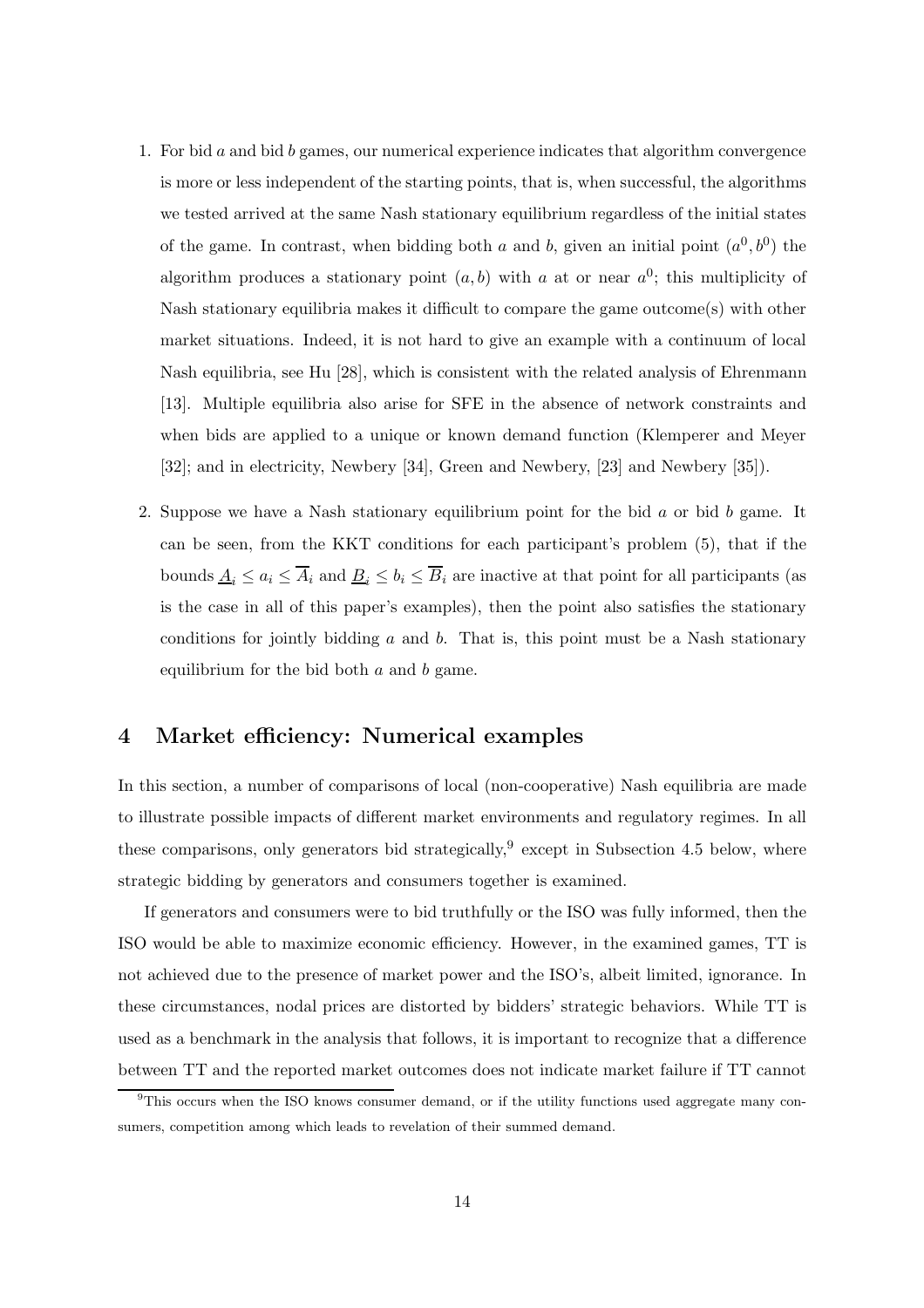1. For bid $a$ and bid $b$ games, our numerical experience indicates that algorithm convergence is more or less independent of the starting points, that is, when successful, the algorithms we tested arrived at the same Nash stationary equilibrium regardless of the initial states of the game. In contrast, when bidding both $a$ and $b$, given an initial point $(a^0, b^0)$ the algorithm produces a stationary point $(a, b)$ with $a$ at or near $a^0$; this multiplicity of Nash stationary equilibria makes it difficult to compare the game outcome(s) with other market situations. Indeed, it is not hard to give an example with a continuum of local Nash equilibria, see Hu [28], which is consistent with the related analysis of Ehrenmann [13]. Multiple equilibria also arise for SFE in the absence of network constraints and when bids are applied to a unique or known demand function (Klemperer and Meyer [32]; and in electricity, Newbery [34], Green and Newbery, [23] and Newbery [35]).

2. Suppose we have a Nash stationary equilibrium point for the bid $a$ or bid $b$ game. It can be seen, from the KKT conditions for each participant's problem (5), that if the bounds $\underline{A}_i \leq a_i \leq \overline{A}_i$ and $\underline{B}_i \leq b_i \leq \overline{B}_i$ are inactive at that point for all participants (as is the case in all of this paper's examples), then the point also satisfies the stationary conditions for jointly bidding $a$ and $b$. That is, this point must be a Nash stationary equilibrium for the bid both $a$ and $b$ game.

## 4 Market efficiency: Numerical examples

In this section, a number of comparisons of local (non-cooperative) Nash equilibria are made to illustrate possible impacts of different market environments and regulatory regimes. In all these comparisons, only generators bid strategically,[9] except in Subsection 4.5 below, where strategic bidding by generators and consumers together is examined.

If generators and consumers were to bid truthfully or the ISO was fully informed, then the ISO would be able to maximize economic efficiency. However, in the examined games, TT is not achieved due to the presence of market power and the ISO's, albeit limited, ignorance. In these circumstances, nodal prices are distorted by bidders' strategic behaviors. While TT is used as a benchmark in the analysis that follows, it is important to recognize that a difference between TT and the reported market outcomes does not indicate market failure if TT cannot

[9] This occurs when the ISO knows consumer demand, or if the utility functions used aggregate many consumers, competition among which leads to revelation of their summed demand.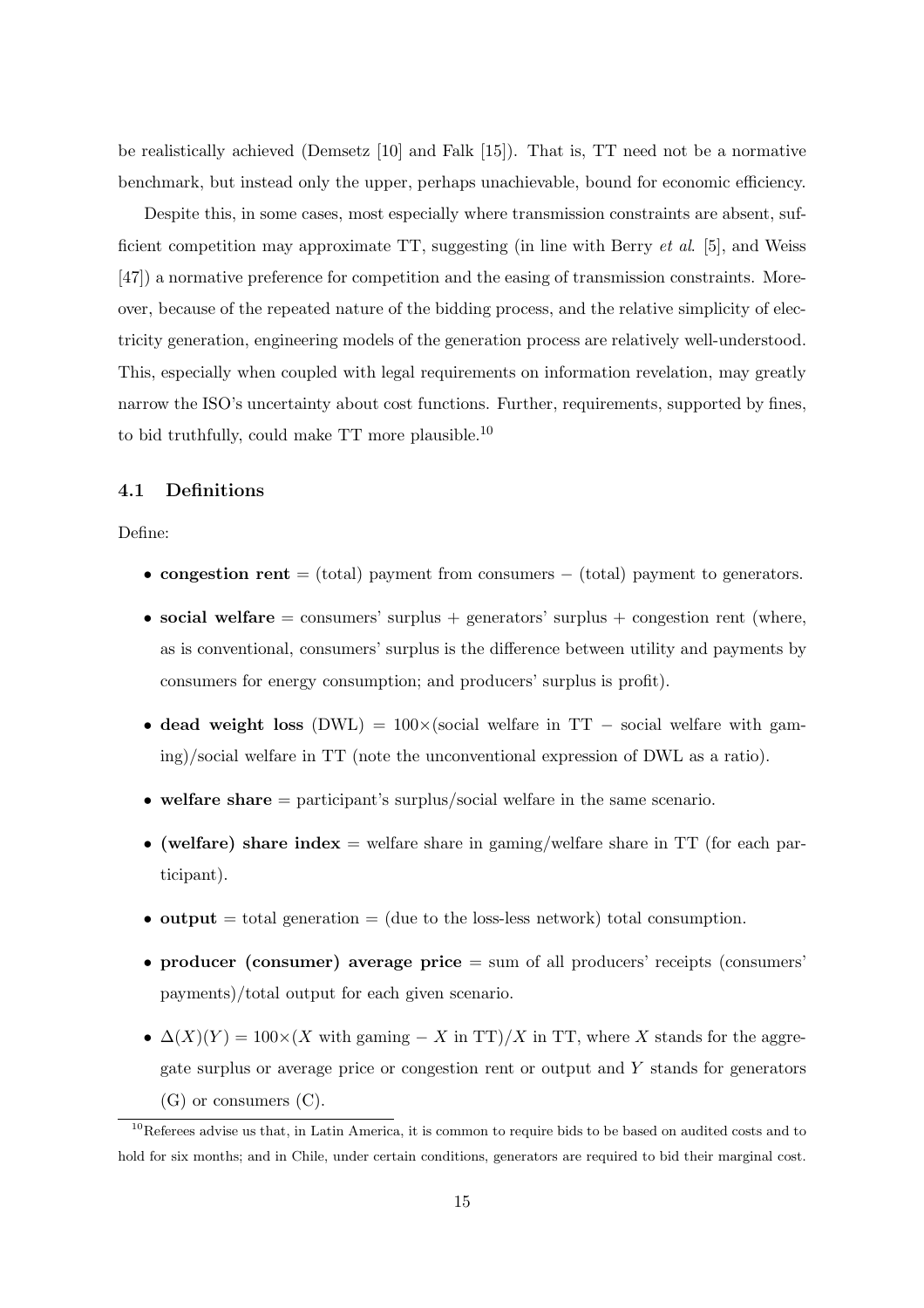be realistically achieved (Demsetz [10] and Falk [15]). That is, TT need not be a normative benchmark, but instead only the upper, perhaps unachievable, bound for economic efficiency.

Despite this, in some cases, most especially where transmission constraints are absent, sufficient competition may approximate TT, suggesting (in line with Berry *et al.* [5], and Weiss [47]) a normative preference for competition and the easing of transmission constraints. Moreover, because of the repeated nature of the bidding process, and the relative simplicity of electricity generation, engineering models of the generation process are relatively well-understood. This, especially when coupled with legal requirements on information revelation, may greatly narrow the ISO's uncertainty about cost functions. Further, requirements, supported by fines, to bid truthfully, could make TT more plausible.[10]

### 4.1 Definitions

Define:

- **congestion rent** = (total) payment from consumers − (total) payment to generators.
- **social welfare** = consumers' surplus + generators' surplus + congestion rent (where, as is conventional, consumers' surplus is the difference between utility and payments by consumers for energy consumption; and producers' surplus is profit).
- **dead weight loss** (DWL) = 100×(social welfare in TT − social welfare with gaming)/social welfare in TT (note the unconventional expression of DWL as a ratio).
- **welfare share** = participant's surplus/social welfare in the same scenario.
- **(welfare) share index** = welfare share in gaming/welfare share in TT (for each participant).
- **output** = total generation = (due to the loss-less network) total consumption.
- **producer (consumer) average price** = sum of all producers' receipts (consumers' payments)/total output for each given scenario.
- $\Delta(X)(Y) = 100\times(X$ with gaming $- X$ in TT$)/X$ in TT, where $X$ stands for the aggregate surplus or average price or congestion rent or output and $Y$ stands for generators (G) or consumers (C).

[10] Referees advise us that, in Latin America, it is common to require bids to be based on audited costs and to hold for six months; and in Chile, under certain conditions, generators are required to bid their marginal cost.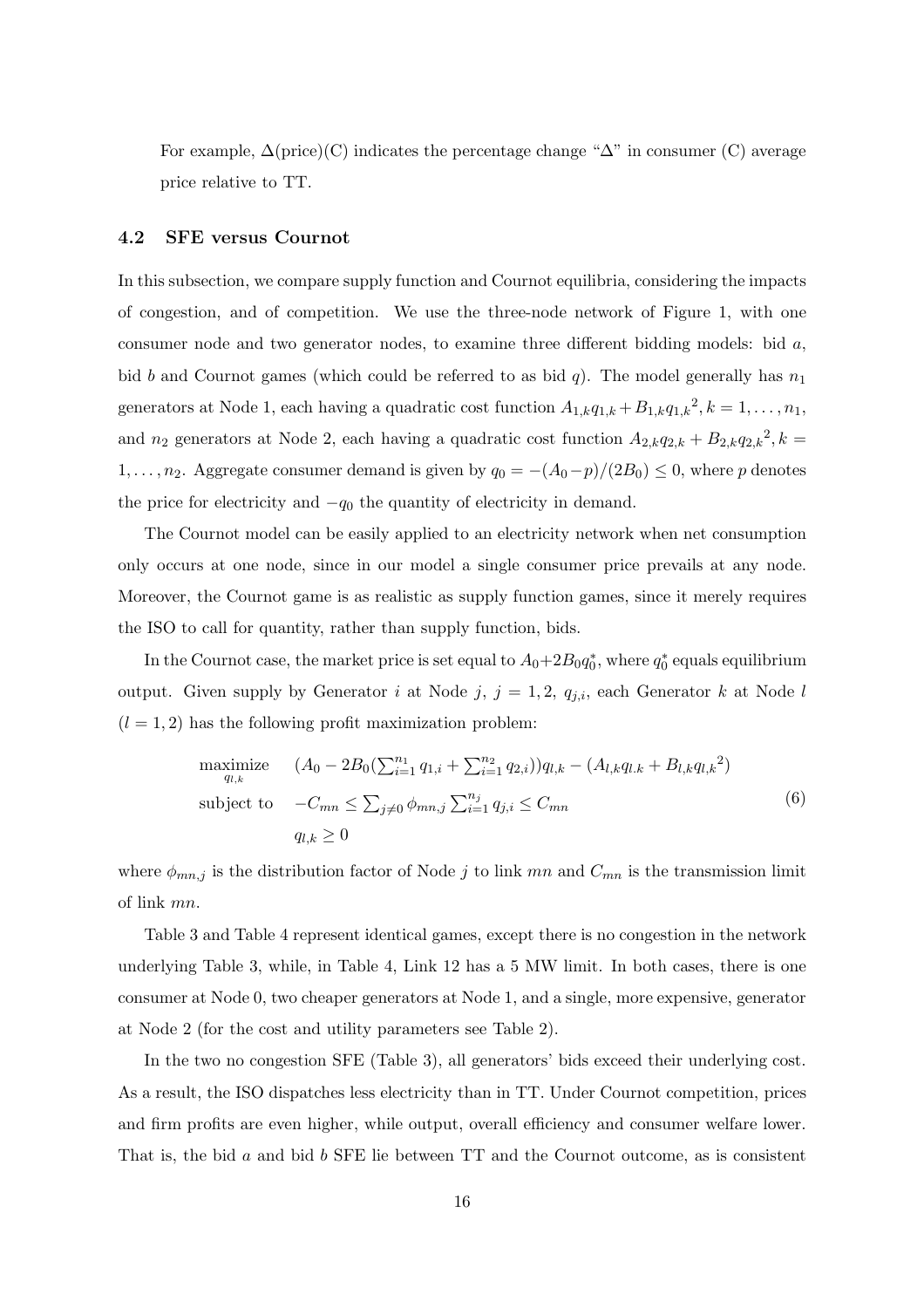For example, $\Delta$(price)(C) indicates the percentage change "$\Delta$" in consumer (C) average price relative to TT.

### 4.2 SFE versus Cournot

In this subsection, we compare supply function and Cournot equilibria, considering the impacts of congestion, and of competition. We use the three-node network of Figure 1, with one consumer node and two generator nodes, to examine three different bidding models: bid $a$, bid $b$ and Cournot games (which could be referred to as bid $q$). The model generally has $n_1$ generators at Node 1, each having a quadratic cost function $A_{1,k}q_{1,k} + B_{1,k}{q_{1,k}}^2, k = 1, \ldots, n_1$, and $n_2$ generators at Node 2, each having a quadratic cost function $A_{2,k}q_{2,k} + B_{2,k}{q_{2,k}}^2, k = 1, \ldots, n_2$. Aggregate consumer demand is given by $q_0 = -(A_0 - p)/(2B_0) \leq 0$, where $p$ denotes the price for electricity and $-q_0$ the quantity of electricity in demand.

The Cournot model can be easily applied to an electricity network when net consumption only occurs at one node, since in our model a single consumer price prevails at any node. Moreover, the Cournot game is as realistic as supply function games, since it merely requires the ISO to call for quantity, rather than supply function, bids.

In the Cournot case, the market price is set equal to $A_0 + 2B_0 q_0^*$, where $q_0^*$ equals equilibrium output. Given supply by Generator $i$ at Node $j$, $j = 1, 2$, $q_{j,i}$, each Generator $k$ at Node $l$ ($l = 1, 2$) has the following profit maximization problem:

$$
\begin{aligned}
\underset{q_{l,k}}{\text{maximize}} \quad & (A_0 - 2B_0(\textstyle\sum_{i=1}^{n_1} q_{1,i} + \sum_{i=1}^{n_2} q_{2,i}))q_{l,k} - (A_{l,k}q_{l.k} + B_{l,k}{q_{l,k}}^2) \\
\text{subject to} \quad & -C_{mn} \leq \textstyle\sum_{j \neq 0} \phi_{mn,j} \sum_{i=1}^{n_j} q_{j,i} \leq C_{mn} \\
& q_{l,k} \geq 0
\end{aligned}
\tag{6}
$$

where $\phi_{mn,j}$ is the distribution factor of Node $j$ to link $mn$ and $C_{mn}$ is the transmission limit of link $mn$.

Table 3 and Table 4 represent identical games, except there is no congestion in the network underlying Table 3, while, in Table 4, Link 12 has a 5 MW limit. In both cases, there is one consumer at Node 0, two cheaper generators at Node 1, and a single, more expensive, generator at Node 2 (for the cost and utility parameters see Table 2).

In the two no congestion SFE (Table 3), all generators' bids exceed their underlying cost. As a result, the ISO dispatches less electricity than in TT. Under Cournot competition, prices and firm profits are even higher, while output, overall efficiency and consumer welfare lower. That is, the bid $a$ and bid $b$ SFE lie between TT and the Cournot outcome, as is consistent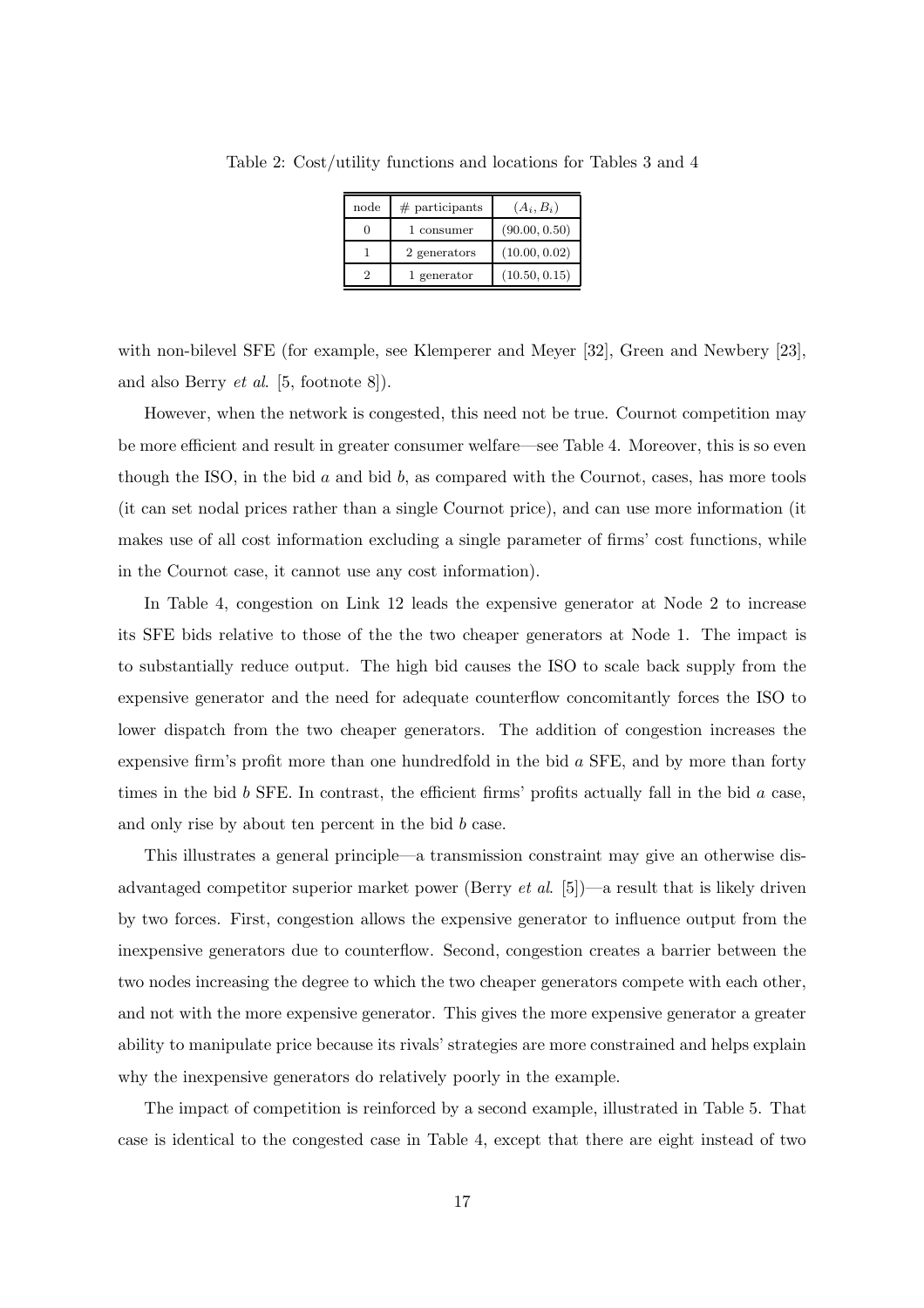Table 2: Cost/utility functions and locations for Tables 3 and 4

| node | # participants | $(A_i, B_i)$ |
|---|---|---|
| 0 | 1 consumer | (90.00, 0.50) |
| 1 | 2 generators | (10.00, 0.02) |
| 2 | 1 generator | (10.50, 0.15) |

with non-bilevel SFE (for example, see Klemperer and Meyer [32], Green and Newbery [23], and also Berry *et al*. [5, footnote 8]).

However, when the network is congested, this need not be true. Cournot competition may be more efficient and result in greater consumer welfare—see Table 4. Moreover, this is so even though the ISO, in the bid $a$ and bid $b$, as compared with the Cournot, cases, has more tools (it can set nodal prices rather than a single Cournot price), and can use more information (it makes use of all cost information excluding a single parameter of firms' cost functions, while in the Cournot case, it cannot use any cost information).

In Table 4, congestion on Link 12 leads the expensive generator at Node 2 to increase its SFE bids relative to those of the the two cheaper generators at Node 1. The impact is to substantially reduce output. The high bid causes the ISO to scale back supply from the expensive generator and the need for adequate counterflow concomitantly forces the ISO to lower dispatch from the two cheaper generators. The addition of congestion increases the expensive firm's profit more than one hundredfold in the bid $a$ SFE, and by more than forty times in the bid $b$ SFE. In contrast, the efficient firms' profits actually fall in the bid $a$ case, and only rise by about ten percent in the bid $b$ case.

This illustrates a general principle—a transmission constraint may give an otherwise disadvantaged competitor superior market power (Berry *et al*. [5])—a result that is likely driven by two forces. First, congestion allows the expensive generator to influence output from the inexpensive generators due to counterflow. Second, congestion creates a barrier between the two nodes increasing the degree to which the two cheaper generators compete with each other, and not with the more expensive generator. This gives the more expensive generator a greater ability to manipulate price because its rivals' strategies are more constrained and helps explain why the inexpensive generators do relatively poorly in the example.

The impact of competition is reinforced by a second example, illustrated in Table 5. That case is identical to the congested case in Table 4, except that there are eight instead of two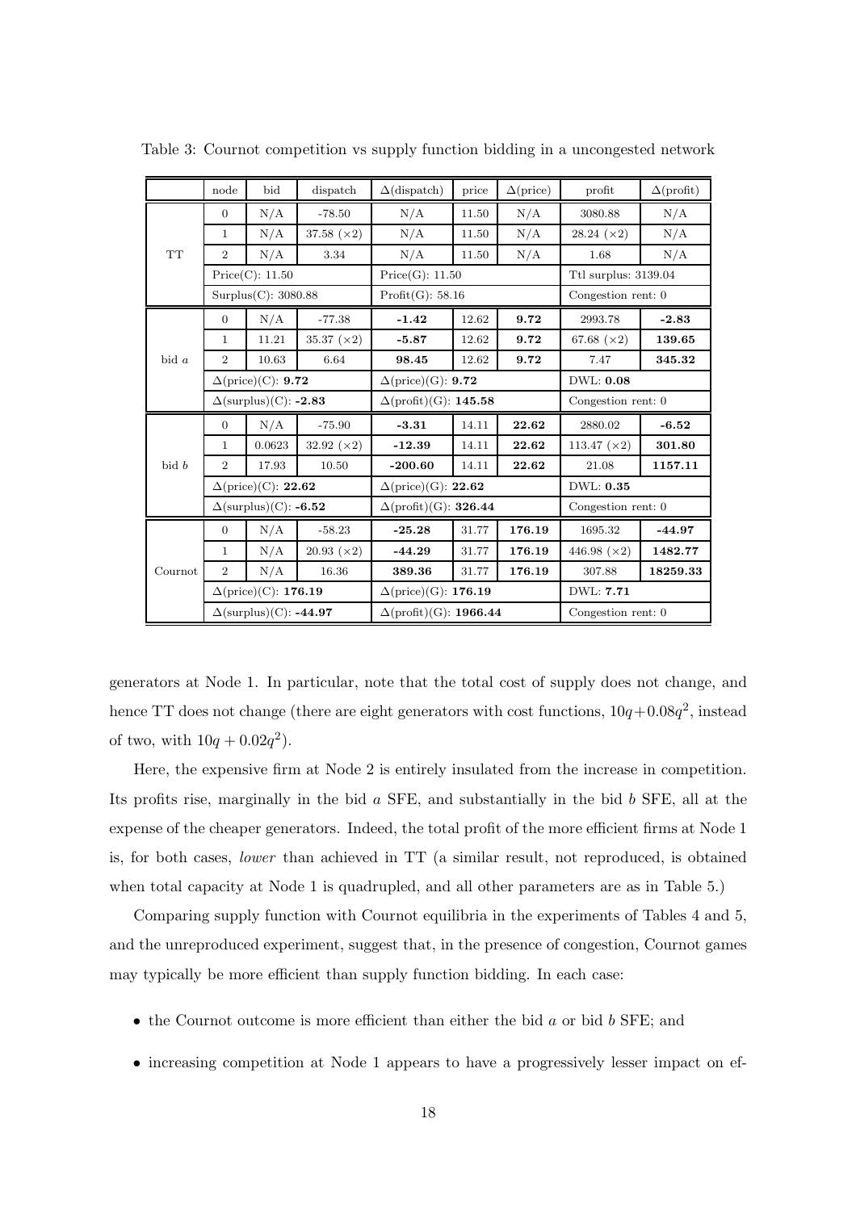Table 3: Cournot competition vs supply function bidding in a uncongested network

| | node | bid | dispatch | Δ(dispatch) | price | Δ(price) | profit | Δ(profit) |
|---|---|---|---|---|---|---|---|---|
| TT | 0 | N/A | -78.50 | N/A | 11.50 | N/A | 3080.88 | N/A |
| | 1 | N/A | 37.58 (×2) | N/A | 11.50 | N/A | 28.24 (×2) | N/A |
| | 2 | N/A | 3.34 | N/A | 11.50 | N/A | 1.68 | N/A |
| | Price(C): 11.50 | | | Price(G): 11.50 | | | Ttl surplus: 3139.04 | |
| | Surplus(C): 3080.88 | | | Profit(G): 58.16 | | | Congestion rent: 0 | |
| bid $a$ | 0 | N/A | -77.38 | **-1.42** | 12.62 | **9.72** | 2993.78 | **-2.83** |
| | 1 | 11.21 | 35.37 (×2) | **-5.87** | 12.62 | **9.72** | 67.68 (×2) | **139.65** |
| | 2 | 10.63 | 6.64 | **98.45** | 12.62 | **9.72** | 7.47 | **345.32** |
| | Δ(price)(C): **9.72** | | | Δ(price)(G): **9.72** | | | DWL: **0.08** | |
| | Δ(surplus)(C): **-2.83** | | | Δ(profit)(G): **145.58** | | | Congestion rent: 0 | |
| bid $b$ | 0 | N/A | -75.90 | **-3.31** | 14.11 | **22.62** | 2880.02 | **-6.52** |
| | 1 | 0.0623 | 32.92 (×2) | **-12.39** | 14.11 | **22.62** | 113.47 (×2) | **301.80** |
| | 2 | 17.93 | 10.50 | **-200.60** | 14.11 | **22.62** | 21.08 | **1157.11** |
| | Δ(price)(C): **22.62** | | | Δ(price)(G): **22.62** | | | DWL: **0.35** | |
| | Δ(surplus)(C): **-6.52** | | | Δ(profit)(G): **326.44** | | | Congestion rent: 0 | |
| Cournot | 0 | N/A | -58.23 | **-25.28** | 31.77 | **176.19** | 1695.32 | **-44.97** |
| | 1 | N/A | 20.93 (×2) | **-44.29** | 31.77 | **176.19** | 446.98 (×2) | **1482.77** |
| | 2 | N/A | 16.36 | **389.36** | 31.77 | **176.19** | 307.88 | **18259.33** |
| | Δ(price)(C): **176.19** | | | Δ(price)(G): **176.19** | | | DWL: **7.71** | |
| | Δ(surplus)(C): **-44.97** | | | Δ(profit)(G): **1966.44** | | | Congestion rent: 0 | |

generators at Node 1. In particular, note that the total cost of supply does not change, and hence TT does not change (there are eight generators with cost functions, $10q+0.08q^2$, instead of two, with $10q + 0.02q^2$).

Here, the expensive firm at Node 2 is entirely insulated from the increase in competition. Its profits rise, marginally in the bid $a$ SFE, and substantially in the bid $b$ SFE, all at the expense of the cheaper generators. Indeed, the total profit of the more efficient firms at Node 1 is, for both cases, *lower* than achieved in TT (a similar result, not reproduced, is obtained when total capacity at Node 1 is quadrupled, and all other parameters are as in Table 5.)

Comparing supply function with Cournot equilibria in the experiments of Tables 4 and 5, and the unreproduced experiment, suggest that, in the presence of congestion, Cournot games may typically be more efficient than supply function bidding. In each case:

- the Cournot outcome is more efficient than either the bid $a$ or bid $b$ SFE; and
- increasing competition at Node 1 appears to have a progressively lesser impact on ef-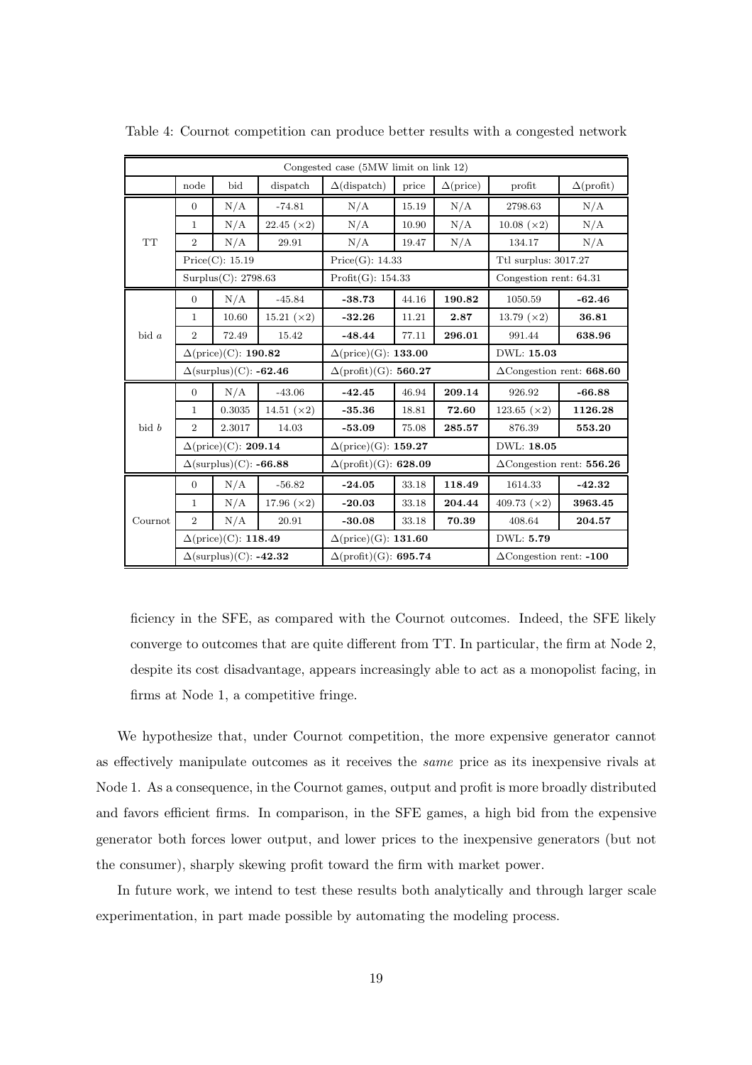Table 4: Cournot competition can produce better results with a congested network

| Congested case (5MW limit on link 12) | | | | | | | | |
|---|---|---|---|---|---|---|---|---|
| | node | bid | dispatch | Δ(dispatch) | price | Δ(price) | profit | Δ(profit) |
| TT | 0 | N/A | -74.81 | N/A | 15.19 | N/A | 2798.63 | N/A |
| | 1 | N/A | 22.45 (×2) | N/A | 10.90 | N/A | 10.08 (×2) | N/A |
| | 2 | N/A | 29.91 | N/A | 19.47 | N/A | 134.17 | N/A |
| | Price(C): 15.19 | | | Price(G): 14.33 | | | Ttl surplus: 3017.27 | |
| | Surplus(C): 2798.63 | | | Profit(G): 154.33 | | | Congestion rent: 64.31 | |
| bid $a$ | 0 | N/A | -45.84 | **-38.73** | 44.16 | **190.82** | 1050.59 | **-62.46** |
| | 1 | 10.60 | 15.21 (×2) | **-32.26** | 11.21 | **2.87** | 13.79 (×2) | **36.81** |
| | 2 | 72.49 | 15.42 | **-48.44** | 77.11 | **296.01** | 991.44 | **638.96** |
| | Δ(price)(C): **190.82** | | | Δ(price)(G): **133.00** | | | DWL: **15.03** | |
| | Δ(surplus)(C): **-62.46** | | | Δ(profit)(G): **560.27** | | | ΔCongestion rent: **668.60** | |
| bid $b$ | 0 | N/A | -43.06 | **-42.45** | 46.94 | **209.14** | 926.92 | **-66.88** |
| | 1 | 0.3035 | 14.51 (×2) | **-35.36** | 18.81 | **72.60** | 123.65 (×2) | **1126.28** |
| | 2 | 2.3017 | 14.03 | **-53.09** | 75.08 | **285.57** | 876.39 | **553.20** |
| | Δ(price)(C): **209.14** | | | Δ(price)(G): **159.27** | | | DWL: **18.05** | |
| | Δ(surplus)(C): **-66.88** | | | Δ(profit)(G): **628.09** | | | ΔCongestion rent: **556.26** | |
| Cournot | 0 | N/A | -56.82 | **-24.05** | 33.18 | **118.49** | 1614.33 | **-42.32** |
| | 1 | N/A | 17.96 (×2) | **-20.03** | 33.18 | **204.44** | 409.73 (×2) | **3963.45** |
| | 2 | N/A | 20.91 | **-30.08** | 33.18 | **70.39** | 408.64 | **204.57** |
| | Δ(price)(C): **118.49** | | | Δ(price)(G): **131.60** | | | DWL: **5.79** | |
| | Δ(surplus)(C): **-42.32** | | | Δ(profit)(G): **695.74** | | | ΔCongestion rent: **-100** | |

ficiency in the SFE, as compared with the Cournot outcomes. Indeed, the SFE likely converge to outcomes that are quite different from TT. In particular, the firm at Node 2, despite its cost disadvantage, appears increasingly able to act as a monopolist facing, in firms at Node 1, a competitive fringe.

We hypothesize that, under Cournot competition, the more expensive generator cannot as effectively manipulate outcomes as it receives the *same* price as its inexpensive rivals at Node 1. As a consequence, in the Cournot games, output and profit is more broadly distributed and favors efficient firms. In comparison, in the SFE games, a high bid from the expensive generator both forces lower output, and lower prices to the inexpensive generators (but not the consumer), sharply skewing profit toward the firm with market power.

In future work, we intend to test these results both analytically and through larger scale experimentation, in part made possible by automating the modeling process.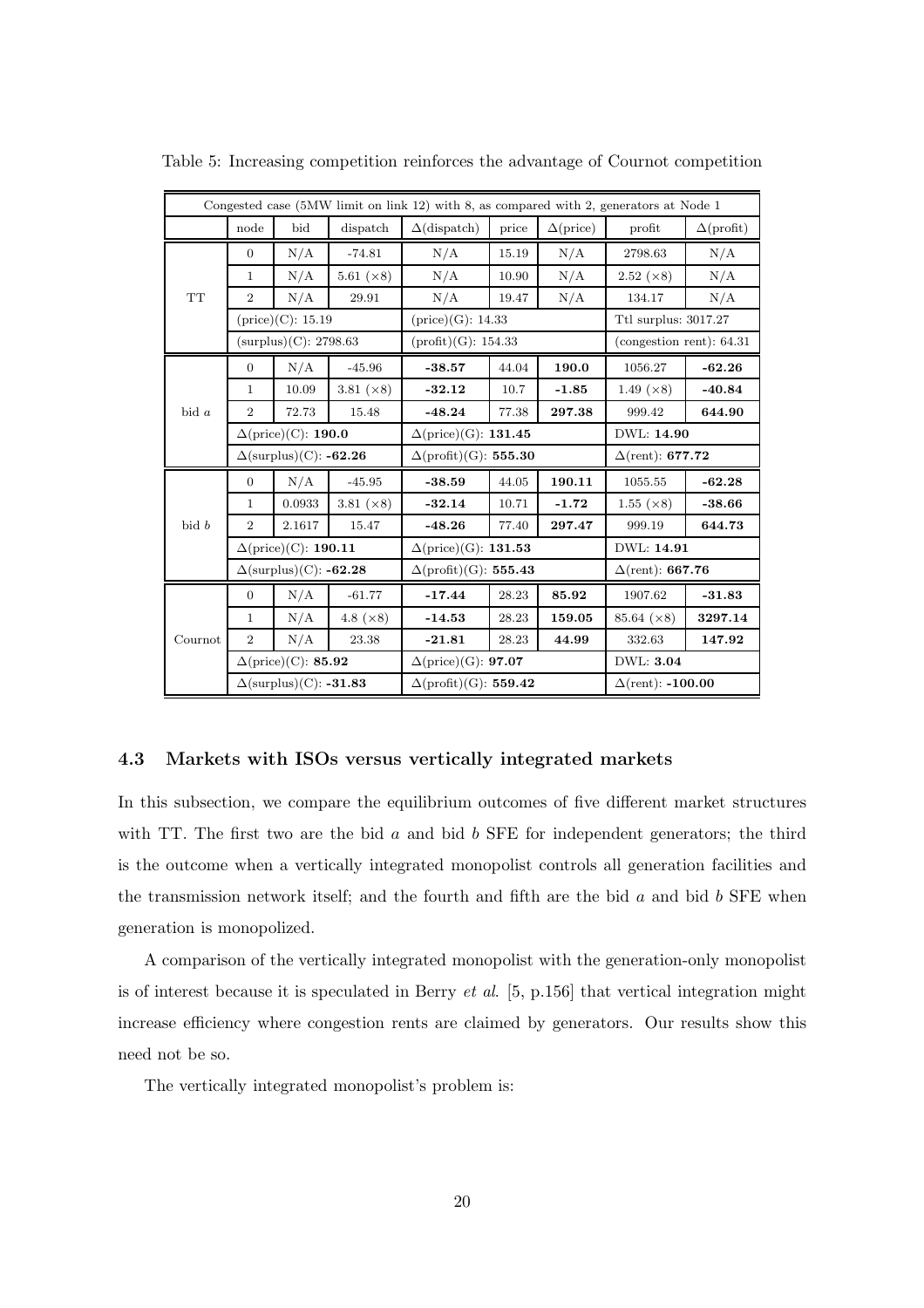Table 5: Increasing competition reinforces the advantage of Cournot competition

| Congested case (5MW limit on link 12) with 8, as compared with 2, generators at Node 1 | | | | | | | | |
|---|---|---|---|---|---|---|---|---|
| | node | bid | dispatch | $\Delta$(dispatch) | price | $\Delta$(price) | profit | $\Delta$(profit) |
| TT | 0 | N/A | -74.81 | N/A | 15.19 | N/A | 2798.63 | N/A |
| | 1 | N/A | 5.61 ($\times 8$) | N/A | 10.90 | N/A | 2.52 ($\times 8$) | N/A |
| | 2 | N/A | 29.91 | N/A | 19.47 | N/A | 134.17 | N/A |
| | (price)(C): 15.19 | | | (price)(G): 14.33 | | | Ttl surplus: 3017.27 | |
| | (surplus)(C): 2798.63 | | | (profit)(G): 154.33 | | | (congestion rent): 64.31 | |
| bid $a$ | 0 | N/A | -45.96 | **-38.57** | 44.04 | **190.0** | 1056.27 | **-62.26** |
| | 1 | 10.09 | 3.81 ($\times 8$) | **-32.12** | 10.7 | **-1.85** | 1.49 ($\times 8$) | **-40.84** |
| | 2 | 72.73 | 15.48 | **-48.24** | 77.38 | **297.38** | 999.42 | **644.90** |
| | $\Delta$(price)(C): **190.0** | | | $\Delta$(price)(G): **131.45** | | | DWL: **14.90** | |
| | $\Delta$(surplus)(C): **-62.26** | | | $\Delta$(profit)(G): **555.30** | | | $\Delta$(rent): **677.72** | |
| bid $b$ | 0 | N/A | -45.95 | **-38.59** | 44.05 | **190.11** | 1055.55 | **-62.28** |
| | 1 | 0.0933 | 3.81 ($\times 8$) | **-32.14** | 10.71 | **-1.72** | 1.55 ($\times 8$) | **-38.66** |
| | 2 | 2.1617 | 15.47 | **-48.26** | 77.40 | **297.47** | 999.19 | **644.73** |
| | $\Delta$(price)(C): **190.11** | | | $\Delta$(price)(G): **131.53** | | | DWL: **14.91** | |
| | $\Delta$(surplus)(C): **-62.28** | | | $\Delta$(profit)(G): **555.43** | | | $\Delta$(rent): **667.76** | |
| Cournot | 0 | N/A | -61.77 | **-17.44** | 28.23 | **85.92** | 1907.62 | **-31.83** |
| | 1 | N/A | 4.8 ($\times 8$) | **-14.53** | 28.23 | **159.05** | 85.64 ($\times 8$) | **3297.14** |
| | 2 | N/A | 23.38 | **-21.81** | 28.23 | **44.99** | 332.63 | **147.92** |
| | $\Delta$(price)(C): **85.92** | | | $\Delta$(price)(G): **97.07** | | | DWL: **3.04** | |
| | $\Delta$(surplus)(C): **-31.83** | | | $\Delta$(profit)(G): **559.42** | | | $\Delta$(rent): **-100.00** | |

### 4.3 Markets with ISOs versus vertically integrated markets

In this subsection, we compare the equilibrium outcomes of five different market structures with TT. The first two are the bid $a$ and bid $b$ SFE for independent generators; the third is the outcome when a vertically integrated monopolist controls all generation facilities and the transmission network itself; and the fourth and fifth are the bid $a$ and bid $b$ SFE when generation is monopolized.

A comparison of the vertically integrated monopolist with the generation-only monopolist is of interest because it is speculated in Berry *et al.* [5, p.156] that vertical integration might increase efficiency where congestion rents are claimed by generators. Our results show this need not be so.

The vertically integrated monopolist's problem is: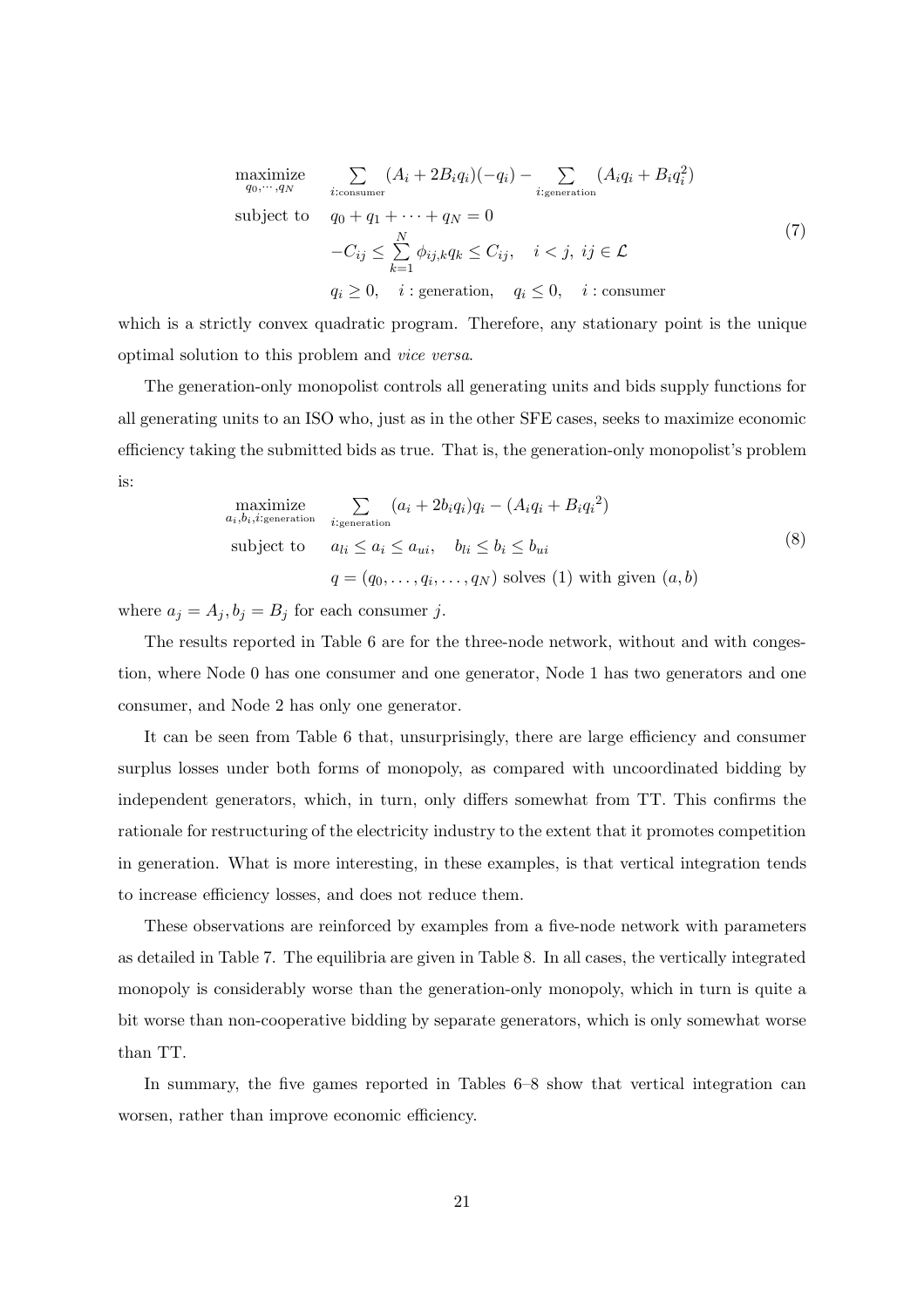$$
\begin{aligned}
\underset{q_0,\cdots,q_N}{\text{maximize}} \quad & \sum_{i:\text{consumer}} (A_i + 2B_i q_i)(-q_i) - \sum_{i:\text{generation}} (A_i q_i + B_i q_i^2) \\
\text{subject to} \quad & q_0 + q_1 + \cdots + q_N = 0 \\
& -C_{ij} \le \sum_{k=1}^{N} \phi_{ij,k} q_k \le C_{ij}, \quad i < j, \ ij \in \mathcal{L} \\
& q_i \ge 0, \quad i : \text{generation}, \quad q_i \le 0, \quad i : \text{consumer}
\end{aligned} \tag{7}
$$

which is a strictly convex quadratic program. Therefore, any stationary point is the unique optimal solution to this problem and *vice versa*.

The generation-only monopolist controls all generating units and bids supply functions for all generating units to an ISO who, just as in the other SFE cases, seeks to maximize economic efficiency taking the submitted bids as true. That is, the generation-only monopolist's problem is:

$$
\begin{aligned}
\underset{a_i,b_i,i:\text{generation}}{\text{maximize}} \quad & \sum_{i:\text{generation}} (a_i + 2b_i q_i) q_i - (A_i q_i + B_i {q_i}^2) \\
\text{subject to} \quad & a_{li} \le a_i \le a_{ui}, \quad b_{li} \le b_i \le b_{ui} \\
& q = (q_0, \ldots, q_i, \ldots, q_N) \text{ solves (1) with given } (a, b)
\end{aligned} \tag{8}
$$

where $a_j = A_j, b_j = B_j$ for each consumer $j$.

The results reported in Table 6 are for the three-node network, without and with congestion, where Node 0 has one consumer and one generator, Node 1 has two generators and one consumer, and Node 2 has only one generator.

It can be seen from Table 6 that, unsurprisingly, there are large efficiency and consumer surplus losses under both forms of monopoly, as compared with uncoordinated bidding by independent generators, which, in turn, only differs somewhat from TT. This confirms the rationale for restructuring of the electricity industry to the extent that it promotes competition in generation. What is more interesting, in these examples, is that vertical integration tends to increase efficiency losses, and does not reduce them.

These observations are reinforced by examples from a five-node network with parameters as detailed in Table 7. The equilibria are given in Table 8. In all cases, the vertically integrated monopoly is considerably worse than the generation-only monopoly, which in turn is quite a bit worse than non-cooperative bidding by separate generators, which is only somewhat worse than TT.

In summary, the five games reported in Tables 6–8 show that vertical integration can worsen, rather than improve economic efficiency.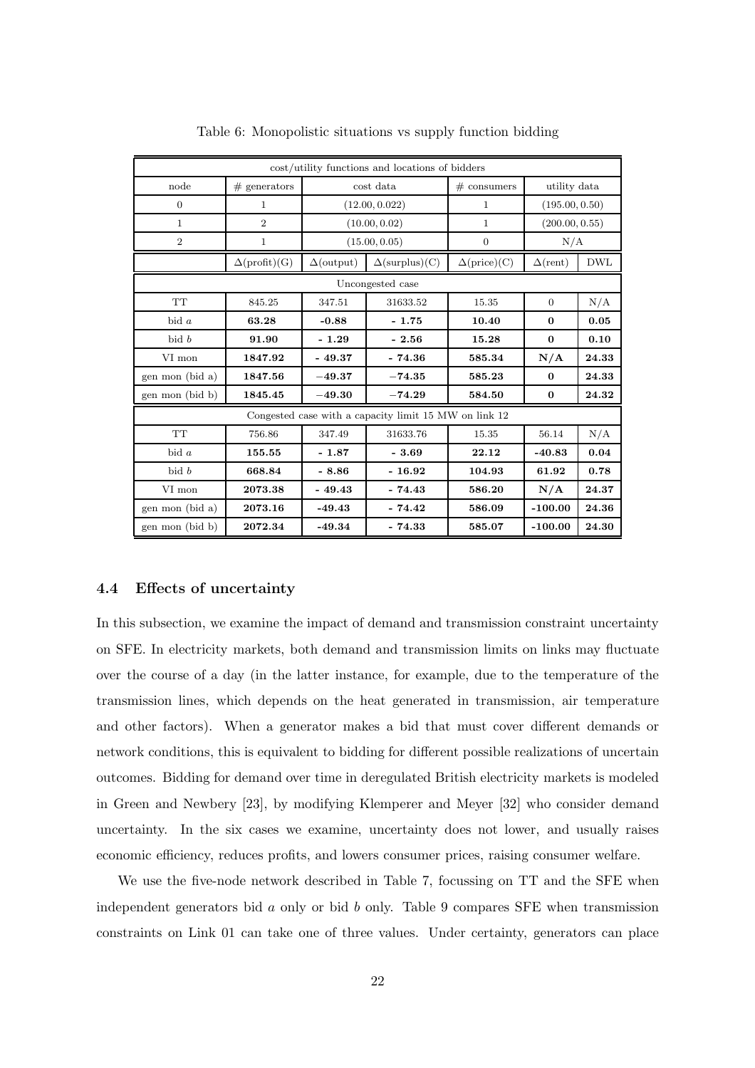Table 6: Monopolistic situations vs supply function bidding

| cost/utility functions and locations of bidders | | | | | | |
|---|---|---|---|---|---|---|
| node | # generators | cost data | | # consumers | utility data | |
| 0 | 1 | (12.00, 0.022) | | 1 | (195.00, 0.50) | |
| 1 | 2 | (10.00, 0.02) | | 1 | (200.00, 0.55) | |
| 2 | 1 | (15.00, 0.05) | | 0 | N/A | |
| | Δ(profit)(G) | Δ(output) | Δ(surplus)(C) | Δ(price)(C) | Δ(rent) | DWL |
| Uncongested case | | | | | | |
| TT | 845.25 | 347.51 | 31633.52 | 15.35 | 0 | N/A |
| bid *a* | **63.28** | **-0.88** | **- 1.75** | **10.40** | **0** | **0.05** |
| bid *b* | **91.90** | **- 1.29** | **- 2.56** | **15.28** | **0** | **0.10** |
| VI mon | **1847.92** | **- 49.37** | **- 74.36** | **585.34** | **N/A** | **24.33** |
| gen mon (bid a) | **1847.56** | **−49.37** | **−74.35** | **585.23** | **0** | **24.33** |
| gen mon (bid b) | **1845.45** | **−49.30** | **−74.29** | **584.50** | **0** | **24.32** |
| Congested case with a capacity limit 15 MW on link 12 | | | | | | |
| TT | 756.86 | 347.49 | 31633.76 | 15.35 | 56.14 | N/A |
| bid *a* | **155.55** | **- 1.87** | **- 3.69** | **22.12** | **-40.83** | **0.04** |
| bid *b* | **668.84** | **- 8.86** | **- 16.92** | **104.93** | **61.92** | **0.78** |
| VI mon | **2073.38** | **- 49.43** | **- 74.43** | **586.20** | **N/A** | **24.37** |
| gen mon (bid a) | **2073.16** | **-49.43** | **- 74.42** | **586.09** | **-100.00** | **24.36** |
| gen mon (bid b) | **2072.34** | **-49.34** | **- 74.33** | **585.07** | **-100.00** | **24.30** |

### 4.4 Effects of uncertainty

In this subsection, we examine the impact of demand and transmission constraint uncertainty on SFE. In electricity markets, both demand and transmission limits on links may fluctuate over the course of a day (in the latter instance, for example, due to the temperature of the transmission lines, which depends on the heat generated in transmission, air temperature and other factors). When a generator makes a bid that must cover different demands or network conditions, this is equivalent to bidding for different possible realizations of uncertain outcomes. Bidding for demand over time in deregulated British electricity markets is modeled in Green and Newbery [23], by modifying Klemperer and Meyer [32] who consider demand uncertainty. In the six cases we examine, uncertainty does not lower, and usually raises economic efficiency, reduces profits, and lowers consumer prices, raising consumer welfare.

We use the five-node network described in Table 7, focussing on TT and the SFE when independent generators bid $a$ only or bid $b$ only. Table 9 compares SFE when transmission constraints on Link 01 can take one of three values. Under certainty, generators can place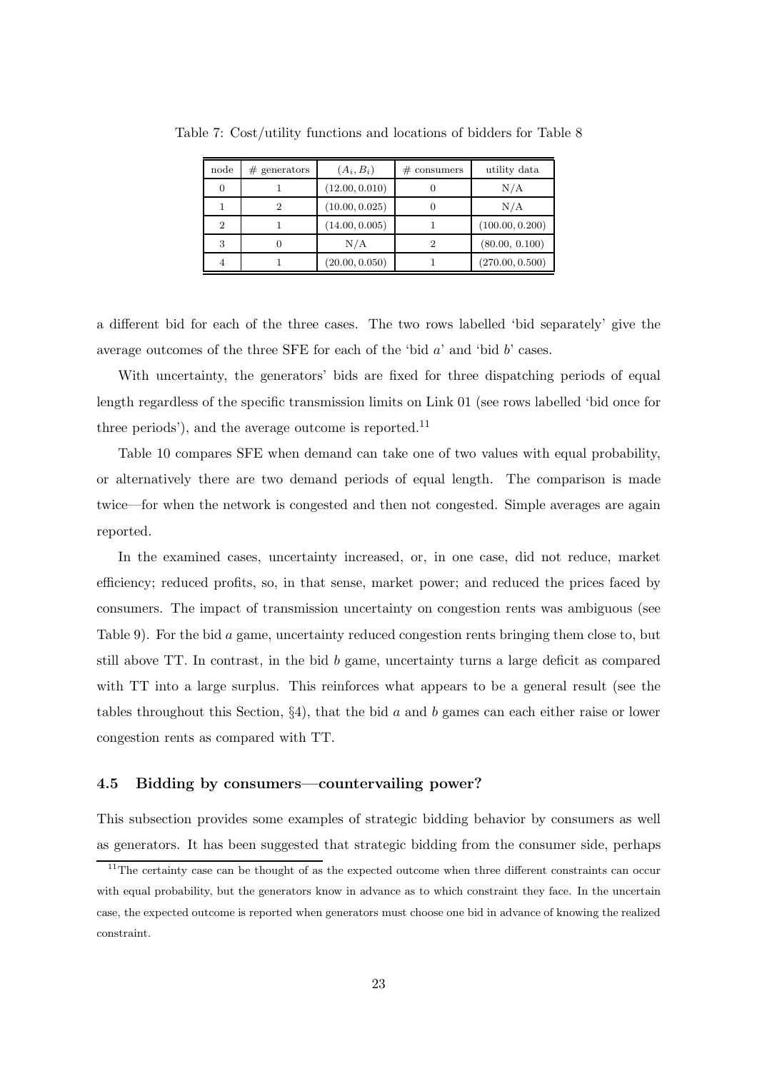Table 7: Cost/utility functions and locations of bidders for Table 8

| node | # generators | $(A_i, B_i)$ | # consumers | utility data |
|---|---|---|---|---|
| 0 | 1 | (12.00, 0.010) | 0 | N/A |
| 1 | 2 | (10.00, 0.025) | 0 | N/A |
| 2 | 1 | (14.00, 0.005) | 1 | (100.00, 0.200) |
| 3 | 0 | N/A | 2 | (80.00, 0.100) |
| 4 | 1 | (20.00, 0.050) | 1 | (270.00, 0.500) |

a different bid for each of the three cases. The two rows labelled 'bid separately' give the average outcomes of the three SFE for each of the 'bid $a$' and 'bid $b$' cases.

With uncertainty, the generators' bids are fixed for three dispatching periods of equal length regardless of the specific transmission limits on Link 01 (see rows labelled 'bid once for three periods'), and the average outcome is reported.[11]

Table 10 compares SFE when demand can take one of two values with equal probability, or alternatively there are two demand periods of equal length. The comparison is made twice—for when the network is congested and then not congested. Simple averages are again reported.

In the examined cases, uncertainty increased, or, in one case, did not reduce, market efficiency; reduced profits, so, in that sense, market power; and reduced the prices faced by consumers. The impact of transmission uncertainty on congestion rents was ambiguous (see Table 9). For the bid $a$ game, uncertainty reduced congestion rents bringing them close to, but still above TT. In contrast, in the bid $b$ game, uncertainty turns a large deficit as compared with TT into a large surplus. This reinforces what appears to be a general result (see the tables throughout this Section, §4), that the bid $a$ and $b$ games can each either raise or lower congestion rents as compared with TT.

### 4.5 Bidding by consumers—countervailing power?

This subsection provides some examples of strategic bidding behavior by consumers as well as generators. It has been suggested that strategic bidding from the consumer side, perhaps

[11] The certainty case can be thought of as the expected outcome when three different constraints can occur with equal probability, but the generators know in advance as to which constraint they face. In the uncertain case, the expected outcome is reported when generators must choose one bid in advance of knowing the realized constraint.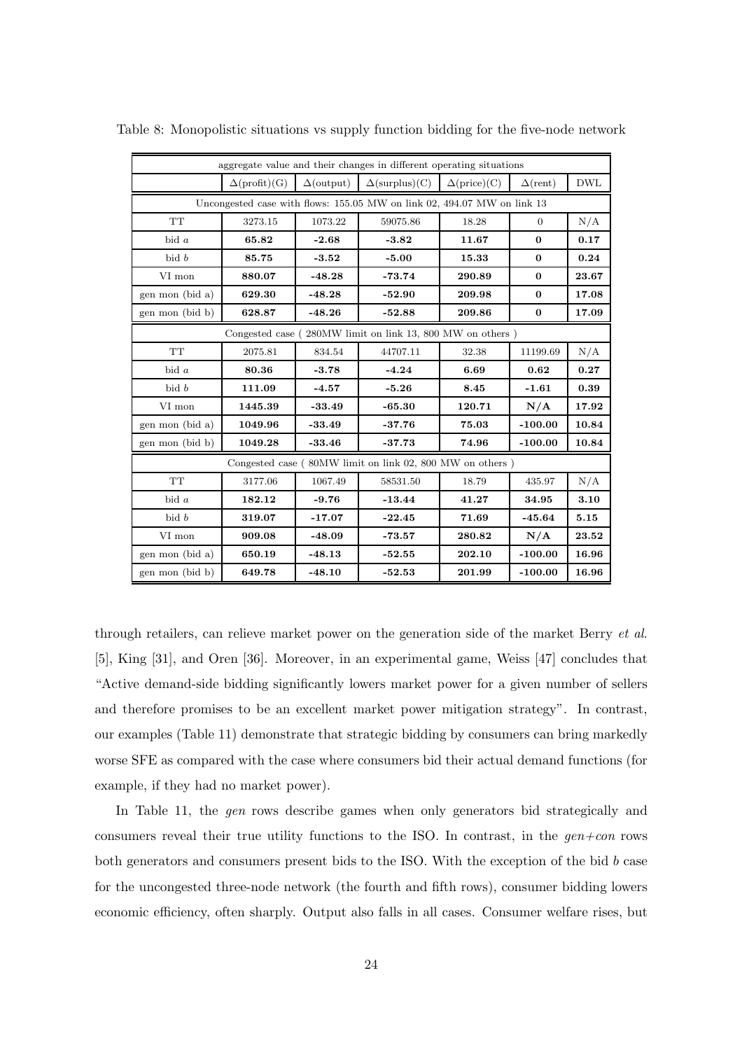Table 8: Monopolistic situations vs supply function bidding for the five-node network

| aggregate value and their changes in different operating situations | | | | | | |
|---|---|---|---|---|---|---|
| | $\Delta$(profit)(G) | $\Delta$(output) | $\Delta$(surplus)(C) | $\Delta$(price)(C) | $\Delta$(rent) | DWL |
| Uncongested case with flows: 155.05 MW on link 02, 494.07 MW on link 13 | | | | | | |
| TT | 3273.15 | 1073.22 | 59075.86 | 18.28 | 0 | N/A |
| bid *a* | **65.82** | **-2.68** | **-3.82** | **11.67** | **0** | **0.17** |
| bid *b* | **85.75** | **-3.52** | **-5.00** | **15.33** | **0** | **0.24** |
| VI mon | **880.07** | **-48.28** | **-73.74** | **290.89** | **0** | **23.67** |
| gen mon (bid a) | **629.30** | **-48.28** | **-52.90** | **209.98** | **0** | **17.08** |
| gen mon (bid b) | **628.87** | **-48.26** | **-52.88** | **209.86** | **0** | **17.09** |
| Congested case ( 280MW limit on link 13, 800 MW on others ) | | | | | | |
| TT | 2075.81 | 834.54 | 44707.11 | 32.38 | 11199.69 | N/A |
| bid *a* | **80.36** | **-3.78** | **-4.24** | **6.69** | **0.62** | **0.27** |
| bid *b* | **111.09** | **-4.57** | **-5.26** | **8.45** | **-1.61** | **0.39** |
| VI mon | **1445.39** | **-33.49** | **-65.30** | **120.71** | **N/A** | **17.92** |
| gen mon (bid a) | **1049.96** | **-33.49** | **-37.76** | **75.03** | **-100.00** | **10.84** |
| gen mon (bid b) | **1049.28** | **-33.46** | **-37.73** | **74.96** | **-100.00** | **10.84** |
| Congested case ( 80MW limit on link 02, 800 MW on others ) | | | | | | |
| TT | 3177.06 | 1067.49 | 58531.50 | 18.79 | 435.97 | N/A |
| bid *a* | **182.12** | **-9.76** | **-13.44** | **41.27** | **34.95** | **3.10** |
| bid *b* | **319.07** | **-17.07** | **-22.45** | **71.69** | **-45.64** | **5.15** |
| VI mon | **909.08** | **-48.09** | **-73.57** | **280.82** | **N/A** | **23.52** |
| gen mon (bid a) | **650.19** | **-48.13** | **-52.55** | **202.10** | **-100.00** | **16.96** |
| gen mon (bid b) | **649.78** | **-48.10** | **-52.53** | **201.99** | **-100.00** | **16.96** |

through retailers, can relieve market power on the generation side of the market Berry *et al.* [5], King [31], and Oren [36]. Moreover, in an experimental game, Weiss [47] concludes that "Active demand-side bidding significantly lowers market power for a given number of sellers and therefore promises to be an excellent market power mitigation strategy". In contrast, our examples (Table 11) demonstrate that strategic bidding by consumers can bring markedly worse SFE as compared with the case where consumers bid their actual demand functions (for example, if they had no market power).

In Table 11, the *gen* rows describe games when only generators bid strategically and consumers reveal their true utility functions to the ISO. In contrast, in the *gen+con* rows both generators and consumers present bids to the ISO. With the exception of the bid *b* case for the uncongested three-node network (the fourth and fifth rows), consumer bidding lowers economic efficiency, often sharply. Output also falls in all cases. Consumer welfare rises, but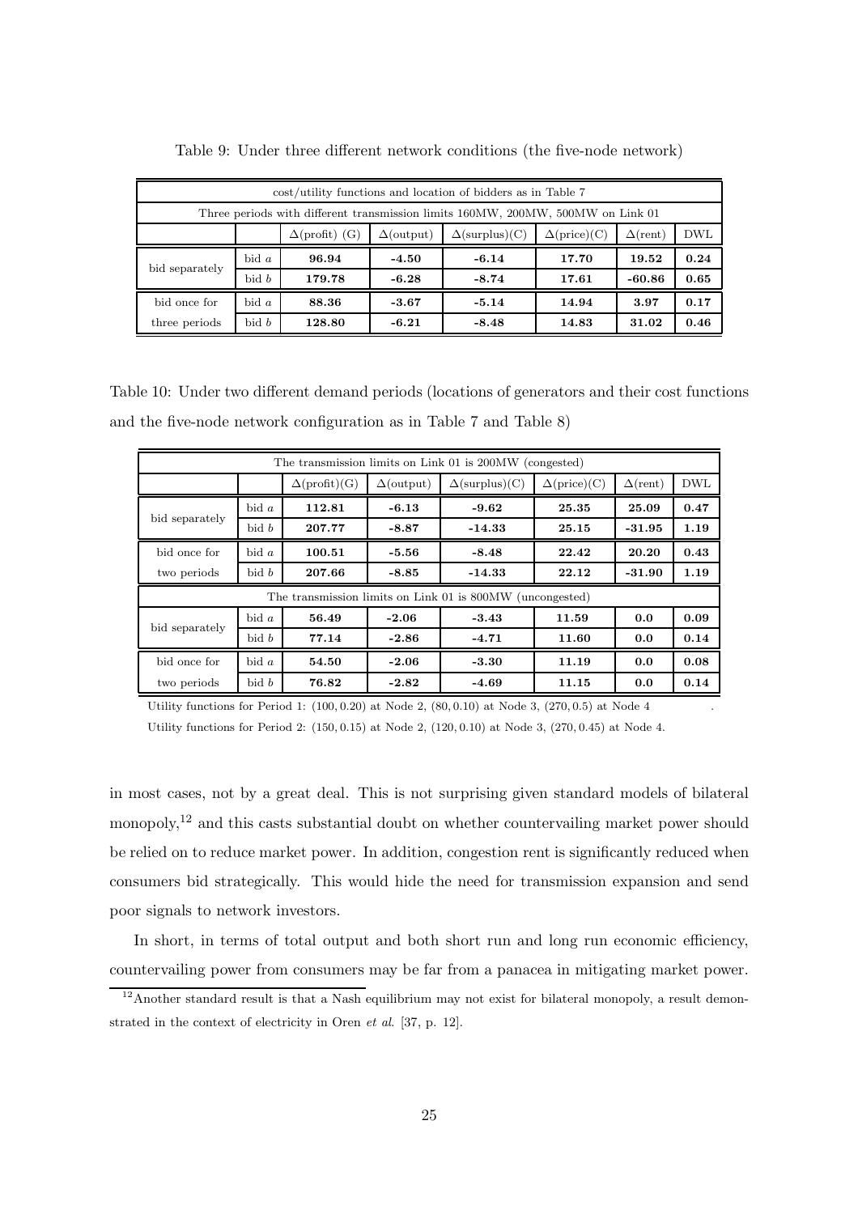Table 9: Under three different network conditions (the five-node network)

| cost/utility functions and location of bidders as in Table 7 | | | | | | | |
|---|---|---|---|---|---|---|---|
| Three periods with different transmission limits 160MW, 200MW, 500MW on Link 01 | | | | | | | |
| | | $\Delta$(profit) (G) | $\Delta$(output) | $\Delta$(surplus)(C) | $\Delta$(price)(C) | $\Delta$(rent) | DWL |
| bid separately | bid $a$ | **96.94** | **-4.50** | **-6.14** | **17.70** | **19.52** | **0.24** |
| | bid $b$ | **179.78** | **-6.28** | **-8.74** | **17.61** | **-60.86** | **0.65** |
| bid once for three periods | bid $a$ | **88.36** | **-3.67** | **-5.14** | **14.94** | **3.97** | **0.17** |
| | bid $b$ | **128.80** | **-6.21** | **-8.48** | **14.83** | **31.02** | **0.46** |

Table 10: Under two different demand periods (locations of generators and their cost functions and the five-node network configuration as in Table 7 and Table 8)

| The transmission limits on Link 01 is 200MW (congested) | | | | | | | |
|---|---|---|---|---|---|---|---|
| | | $\Delta$(profit)(G) | $\Delta$(output) | $\Delta$(surplus)(C) | $\Delta$(price)(C) | $\Delta$(rent) | DWL |
| bid separately | bid $a$ | **112.81** | **-6.13** | **-9.62** | **25.35** | **25.09** | **0.47** |
| | bid $b$ | **207.77** | **-8.87** | **-14.33** | **25.15** | **-31.95** | **1.19** |
| bid once for two periods | bid $a$ | **100.51** | **-5.56** | **-8.48** | **22.42** | **20.20** | **0.43** |
| | bid $b$ | **207.66** | **-8.85** | **-14.33** | **22.12** | **-31.90** | **1.19** |
| The transmission limits on Link 01 is 800MW (uncongested) | | | | | | | |
| bid separately | bid $a$ | **56.49** | **-2.06** | **-3.43** | **11.59** | **0.0** | **0.09** |
| | bid $b$ | **77.14** | **-2.86** | **-4.71** | **11.60** | **0.0** | **0.14** |
| bid once for two periods | bid $a$ | **54.50** | **-2.06** | **-3.30** | **11.19** | **0.0** | **0.08** |
| | bid $b$ | **76.82** | **-2.82** | **-4.69** | **11.15** | **0.0** | **0.14** |

Utility functions for Period 1: $(100, 0.20)$ at Node 2, $(80, 0.10)$ at Node 3, $(270, 0.5)$ at Node 4

Utility functions for Period 2: $(150, 0.15)$ at Node 2, $(120, 0.10)$ at Node 3, $(270, 0.45)$ at Node 4.

in most cases, not by a great deal. This is not surprising given standard models of bilateral monopoly,[12] and this casts substantial doubt on whether countervailing market power should be relied on to reduce market power. In addition, congestion rent is significantly reduced when consumers bid strategically. This would hide the need for transmission expansion and send poor signals to network investors.

In short, in terms of total output and both short run and long run economic efficiency, countervailing power from consumers may be far from a panacea in mitigating market power.

[12] Another standard result is that a Nash equilibrium may not exist for bilateral monopoly, a result demonstrated in the context of electricity in Oren *et al.* [37, p. 12].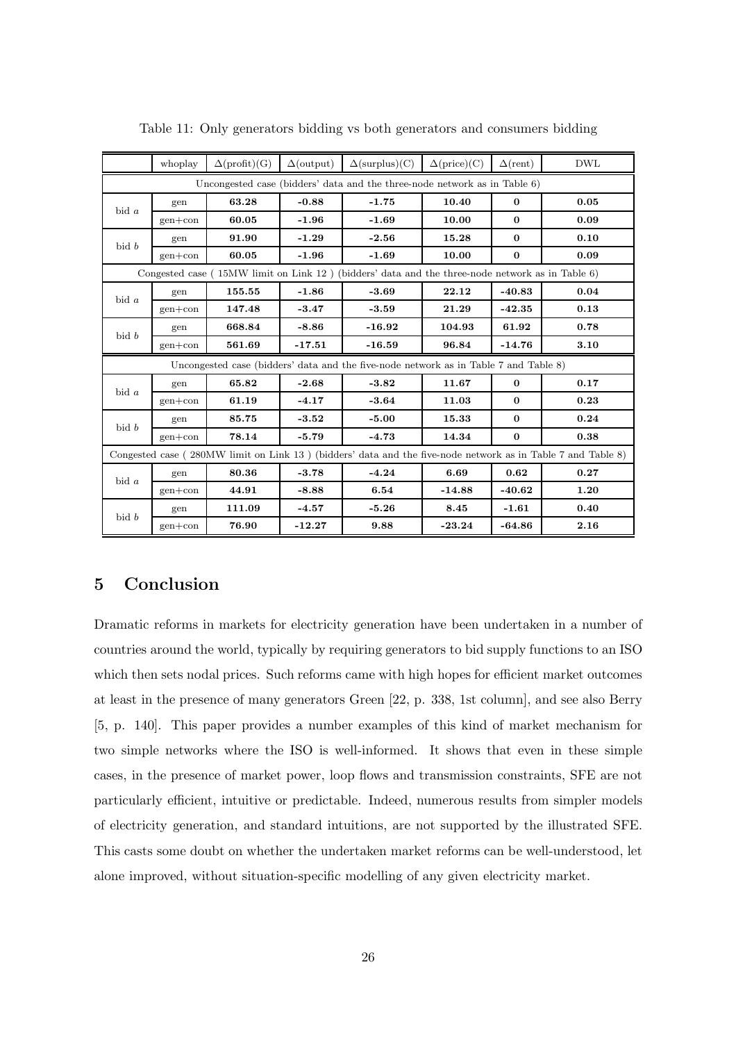Table 11: Only generators bidding vs both generators and consumers bidding

| | whoplay | Δ(profit)(G) | Δ(output) | Δ(surplus)(C) | Δ(price)(C) | Δ(rent) | DWL |
|---|---|---|---|---|---|---|---|
| Uncongested case (bidders' data and the three-node network as in Table 6) | | | | | | | |
| bid $a$ | gen | **63.28** | **-0.88** | **-1.75** | **10.40** | **0** | **0.05** |
| | gen+con | **60.05** | **-1.96** | **-1.69** | **10.00** | **0** | **0.09** |
| bid $b$ | gen | **91.90** | **-1.29** | **-2.56** | **15.28** | **0** | **0.10** |
| | gen+con | **60.05** | **-1.96** | **-1.69** | **10.00** | **0** | **0.09** |
| Congested case ( 15MW limit on Link 12 ) (bidders' data and the three-node network as in Table 6) | | | | | | | |
| bid $a$ | gen | **155.55** | **-1.86** | **-3.69** | **22.12** | **-40.83** | **0.04** |
| | gen+con | **147.48** | **-3.47** | **-3.59** | **21.29** | **-42.35** | **0.13** |
| bid $b$ | gen | **668.84** | **-8.86** | **-16.92** | **104.93** | **61.92** | **0.78** |
| | gen+con | **561.69** | **-17.51** | **-16.59** | **96.84** | **-14.76** | **3.10** |
| Uncongested case (bidders' data and the five-node network as in Table 7 and Table 8) | | | | | | | |
| bid $a$ | gen | **65.82** | **-2.68** | **-3.82** | **11.67** | **0** | **0.17** |
| | gen+con | **61.19** | **-4.17** | **-3.64** | **11.03** | **0** | **0.23** |
| bid $b$ | gen | **85.75** | **-3.52** | **-5.00** | **15.33** | **0** | **0.24** |
| | gen+con | **78.14** | **-5.79** | **-4.73** | **14.34** | **0** | **0.38** |
| Congested case ( 280MW limit on Link 13 ) (bidders' data and the five-node network as in Table 7 and Table 8) | | | | | | | |
| bid $a$ | gen | **80.36** | **-3.78** | **-4.24** | **6.69** | **0.62** | **0.27** |
| | gen+con | **44.91** | **-8.88** | **6.54** | **-14.88** | **-40.62** | **1.20** |
| bid $b$ | gen | **111.09** | **-4.57** | **-5.26** | **8.45** | **-1.61** | **0.40** |
| | gen+con | **76.90** | **-12.27** | **9.88** | **-23.24** | **-64.86** | **2.16** |

## 5 Conclusion

Dramatic reforms in markets for electricity generation have been undertaken in a number of countries around the world, typically by requiring generators to bid supply functions to an ISO which then sets nodal prices. Such reforms came with high hopes for efficient market outcomes at least in the presence of many generators Green [22, p. 338, 1st column], and see also Berry [5, p. 140]. This paper provides a number examples of this kind of market mechanism for two simple networks where the ISO is well-informed. It shows that even in these simple cases, in the presence of market power, loop flows and transmission constraints, SFE are not particularly efficient, intuitive or predictable. Indeed, numerous results from simpler models of electricity generation, and standard intuitions, are not supported by the illustrated SFE. This casts some doubt on whether the undertaken market reforms can be well-understood, let alone improved, without situation-specific modelling of any given electricity market.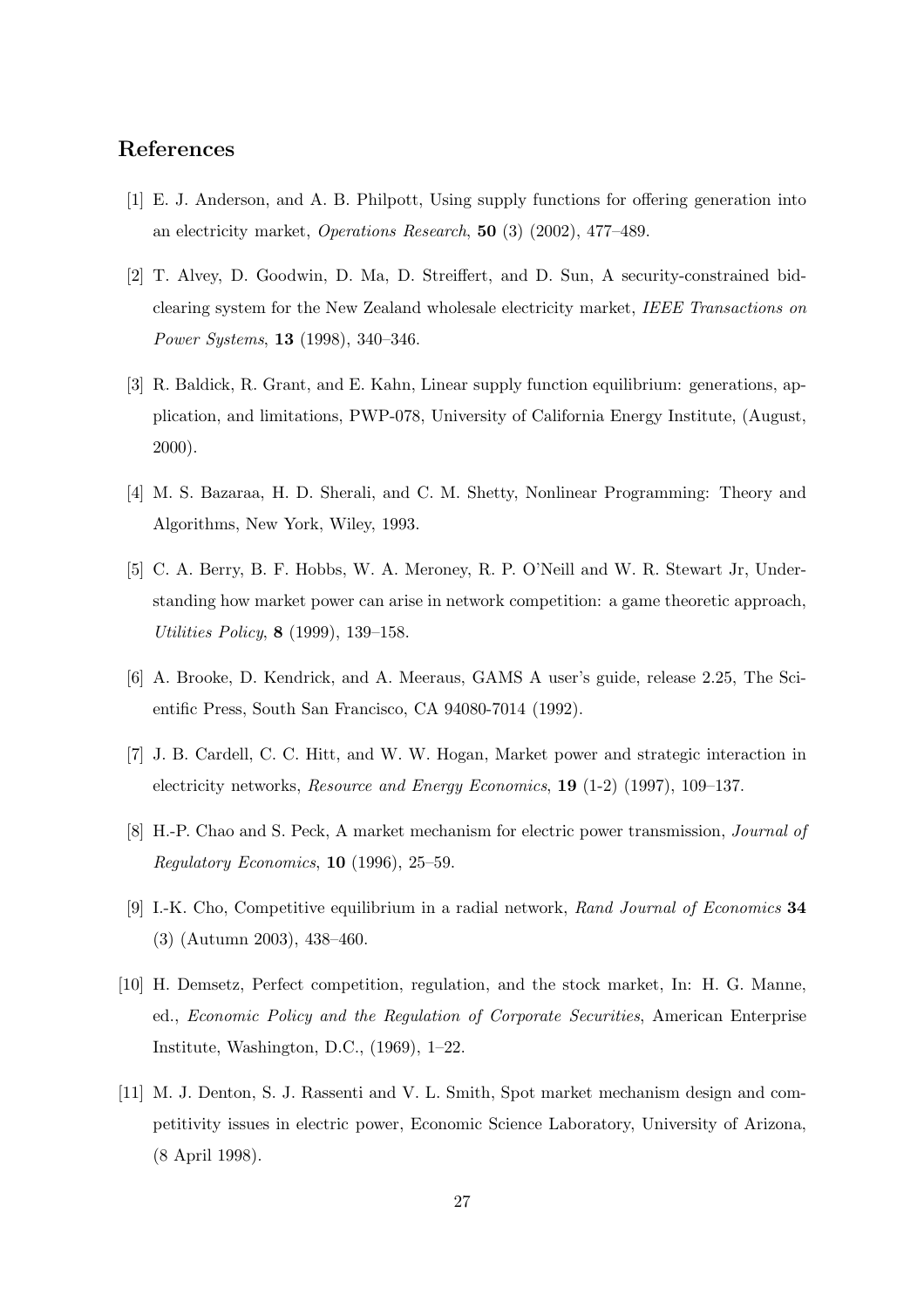## References

[1] E. J. Anderson, and A. B. Philpott, Using supply functions for offering generation into an electricity market, *Operations Research*, **50** (3) (2002), 477–489.

[2] T. Alvey, D. Goodwin, D. Ma, D. Streiffert, and D. Sun, A security-constrained bid-clearing system for the New Zealand wholesale electricity market, *IEEE Transactions on Power Systems*, **13** (1998), 340–346.

[3] R. Baldick, R. Grant, and E. Kahn, Linear supply function equilibrium: generations, application, and limitations, PWP-078, University of California Energy Institute, (August, 2000).

[4] M. S. Bazaraa, H. D. Sherali, and C. M. Shetty, Nonlinear Programming: Theory and Algorithms, New York, Wiley, 1993.

[5] C. A. Berry, B. F. Hobbs, W. A. Meroney, R. P. O'Neill and W. R. Stewart Jr, Understanding how market power can arise in network competition: a game theoretic approach, *Utilities Policy*, **8** (1999), 139–158.

[6] A. Brooke, D. Kendrick, and A. Meeraus, GAMS A user's guide, release 2.25, The Scientific Press, South San Francisco, CA 94080-7014 (1992).

[7] J. B. Cardell, C. C. Hitt, and W. W. Hogan, Market power and strategic interaction in electricity networks, *Resource and Energy Economics*, **19** (1-2) (1997), 109–137.

[8] H.-P. Chao and S. Peck, A market mechanism for electric power transmission, *Journal of Regulatory Economics*, **10** (1996), 25–59.

[9] I.-K. Cho, Competitive equilibrium in a radial network, *Rand Journal of Economics* **34** (3) (Autumn 2003), 438–460.

[10] H. Demsetz, Perfect competition, regulation, and the stock market, In: H. G. Manne, ed., *Economic Policy and the Regulation of Corporate Securities*, American Enterprise Institute, Washington, D.C., (1969), 1–22.

[11] M. J. Denton, S. J. Rassenti and V. L. Smith, Spot market mechanism design and competitivity issues in electric power, Economic Science Laboratory, University of Arizona, (8 April 1998).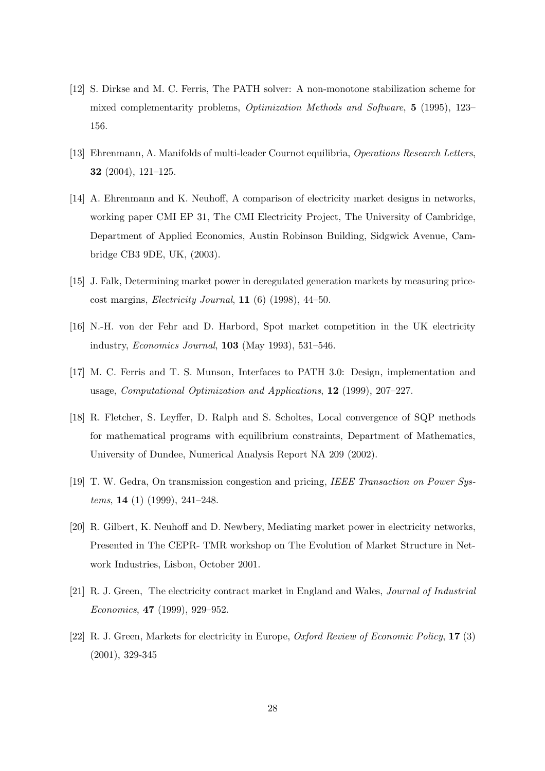[12] S. Dirkse and M. C. Ferris, The PATH solver: A non-monotone stabilization scheme for mixed complementarity problems, *Optimization Methods and Software*, **5** (1995), 123–156.

[13] Ehrenmann, A. Manifolds of multi-leader Cournot equilibria, *Operations Research Letters*, **32** (2004), 121–125.

[14] A. Ehrenmann and K. Neuhoff, A comparison of electricity market designs in networks, working paper CMI EP 31, The CMI Electricity Project, The University of Cambridge, Department of Applied Economics, Austin Robinson Building, Sidgwick Avenue, Cambridge CB3 9DE, UK, (2003).

[15] J. Falk, Determining market power in deregulated generation markets by measuring price-cost margins, *Electricity Journal*, **11** (6) (1998), 44–50.

[16] N.-H. von der Fehr and D. Harbord, Spot market competition in the UK electricity industry, *Economics Journal*, **103** (May 1993), 531–546.

[17] M. C. Ferris and T. S. Munson, Interfaces to PATH 3.0: Design, implementation and usage, *Computational Optimization and Applications*, **12** (1999), 207–227.

[18] R. Fletcher, S. Leyffer, D. Ralph and S. Scholtes, Local convergence of SQP methods for mathematical programs with equilibrium constraints, Department of Mathematics, University of Dundee, Numerical Analysis Report NA 209 (2002).

[19] T. W. Gedra, On transmission congestion and pricing, *IEEE Transaction on Power Systems*, **14** (1) (1999), 241–248.

[20] R. Gilbert, K. Neuhoff and D. Newbery, Mediating market power in electricity networks, Presented in The CEPR- TMR workshop on The Evolution of Market Structure in Network Industries, Lisbon, October 2001.

[21] R. J. Green, The electricity contract market in England and Wales, *Journal of Industrial Economics*, **47** (1999), 929–952.

[22] R. J. Green, Markets for electricity in Europe, *Oxford Review of Economic Policy*, **17** (3) (2001), 329-345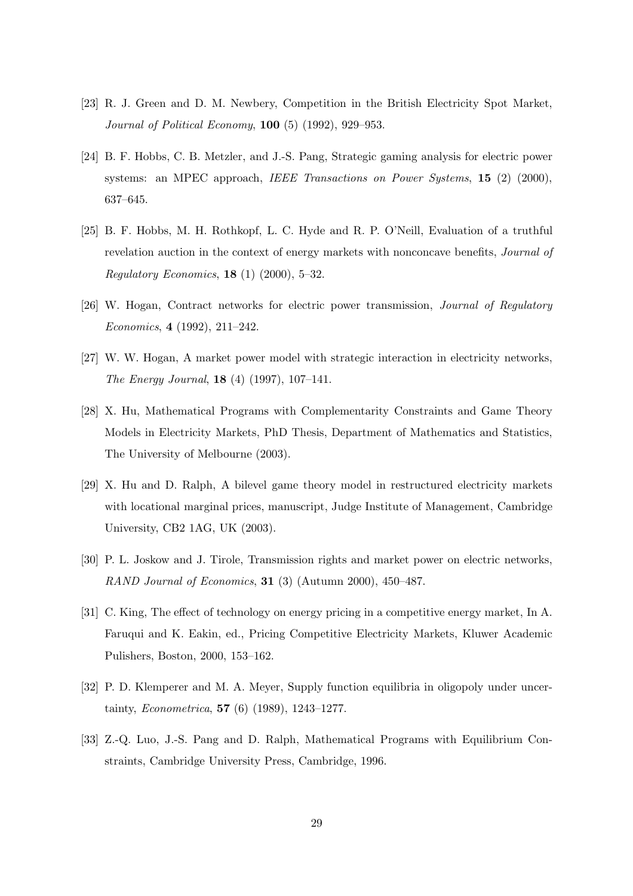[23] R. J. Green and D. M. Newbery, Competition in the British Electricity Spot Market, *Journal of Political Economy*, **100** (5) (1992), 929–953.

[24] B. F. Hobbs, C. B. Metzler, and J.-S. Pang, Strategic gaming analysis for electric power systems: an MPEC approach, *IEEE Transactions on Power Systems*, **15** (2) (2000), 637–645.

[25] B. F. Hobbs, M. H. Rothkopf, L. C. Hyde and R. P. O'Neill, Evaluation of a truthful revelation auction in the context of energy markets with nonconcave benefits, *Journal of Regulatory Economics*, **18** (1) (2000), 5–32.

[26] W. Hogan, Contract networks for electric power transmission, *Journal of Regulatory Economics*, **4** (1992), 211–242.

[27] W. W. Hogan, A market power model with strategic interaction in electricity networks, *The Energy Journal*, **18** (4) (1997), 107–141.

[28] X. Hu, Mathematical Programs with Complementarity Constraints and Game Theory Models in Electricity Markets, PhD Thesis, Department of Mathematics and Statistics, The University of Melbourne (2003).

[29] X. Hu and D. Ralph, A bilevel game theory model in restructured electricity markets with locational marginal prices, manuscript, Judge Institute of Management, Cambridge University, CB2 1AG, UK (2003).

[30] P. L. Joskow and J. Tirole, Transmission rights and market power on electric networks, *RAND Journal of Economics*, **31** (3) (Autumn 2000), 450–487.

[31] C. King, The effect of technology on energy pricing in a competitive energy market, In A. Faruqui and K. Eakin, ed., Pricing Competitive Electricity Markets, Kluwer Academic Pulishers, Boston, 2000, 153–162.

[32] P. D. Klemperer and M. A. Meyer, Supply function equilibria in oligopoly under uncertainty, *Econometrica*, **57** (6) (1989), 1243–1277.

[33] Z.-Q. Luo, J.-S. Pang and D. Ralph, Mathematical Programs with Equilibrium Constraints, Cambridge University Press, Cambridge, 1996.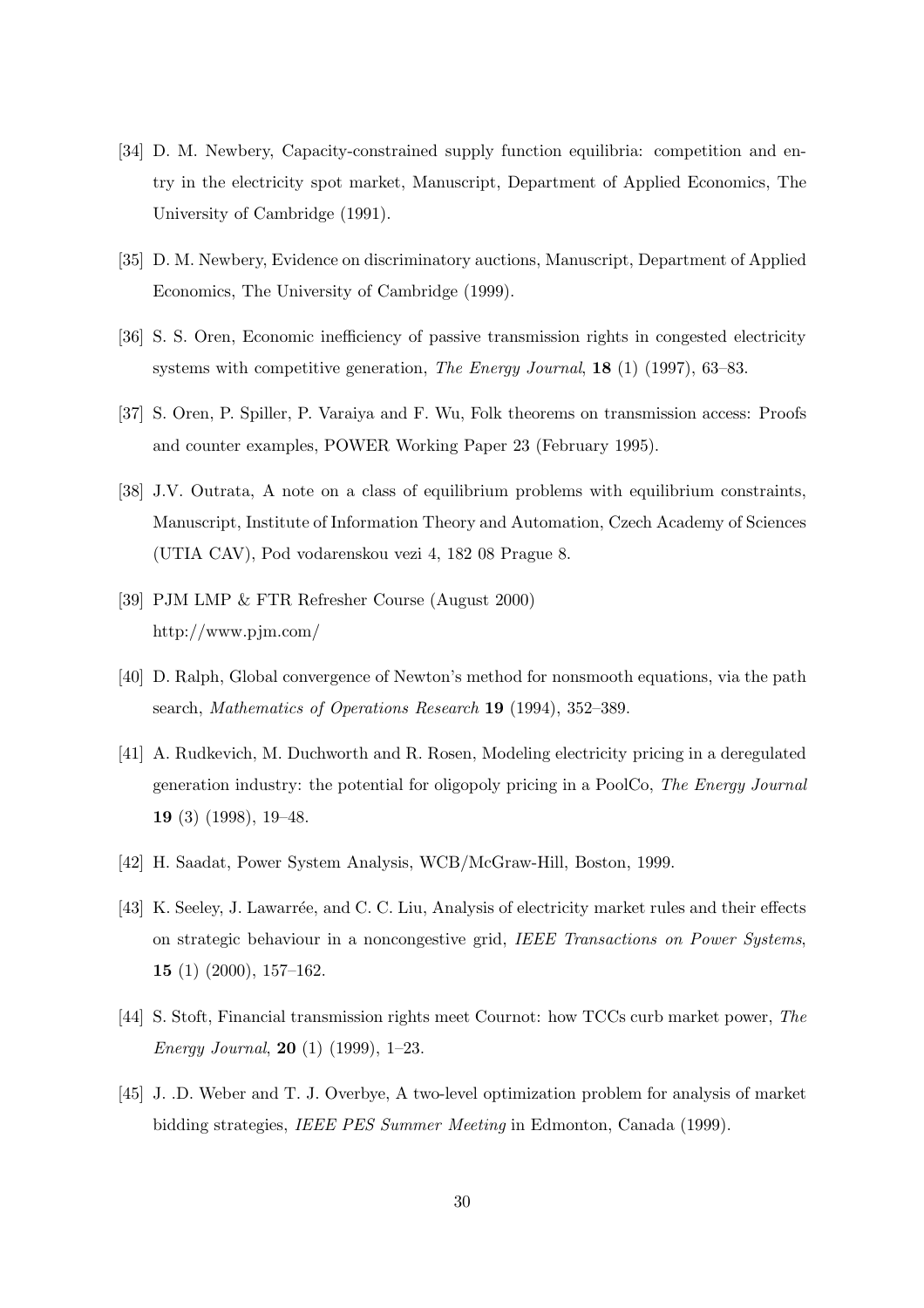[34] D. M. Newbery, Capacity-constrained supply function equilibria: competition and entry in the electricity spot market, Manuscript, Department of Applied Economics, The University of Cambridge (1991).

[35] D. M. Newbery, Evidence on discriminatory auctions, Manuscript, Department of Applied Economics, The University of Cambridge (1999).

[36] S. S. Oren, Economic inefficiency of passive transmission rights in congested electricity systems with competitive generation, *The Energy Journal*, **18** (1) (1997), 63–83.

[37] S. Oren, P. Spiller, P. Varaiya and F. Wu, Folk theorems on transmission access: Proofs and counter examples, POWER Working Paper 23 (February 1995).

[38] J.V. Outrata, A note on a class of equilibrium problems with equilibrium constraints, Manuscript, Institute of Information Theory and Automation, Czech Academy of Sciences (UTIA CAV), Pod vodarenskou vezi 4, 182 08 Prague 8.

[39] PJM LMP & FTR Refresher Course (August 2000) http://www.pjm.com/

[40] D. Ralph, Global convergence of Newton's method for nonsmooth equations, via the path search, *Mathematics of Operations Research* **19** (1994), 352–389.

[41] A. Rudkevich, M. Duchworth and R. Rosen, Modeling electricity pricing in a deregulated generation industry: the potential for oligopoly pricing in a PoolCo, *The Energy Journal* **19** (3) (1998), 19–48.

[42] H. Saadat, Power System Analysis, WCB/McGraw-Hill, Boston, 1999.

[43] K. Seeley, J. Lawarrée, and C. C. Liu, Analysis of electricity market rules and their effects on strategic behaviour in a noncongestive grid, *IEEE Transactions on Power Systems*, **15** (1) (2000), 157–162.

[44] S. Stoft, Financial transmission rights meet Cournot: how TCCs curb market power, *The Energy Journal*, **20** (1) (1999), 1–23.

[45] J. .D. Weber and T. J. Overbye, A two-level optimization problem for analysis of market bidding strategies, *IEEE PES Summer Meeting* in Edmonton, Canada (1999).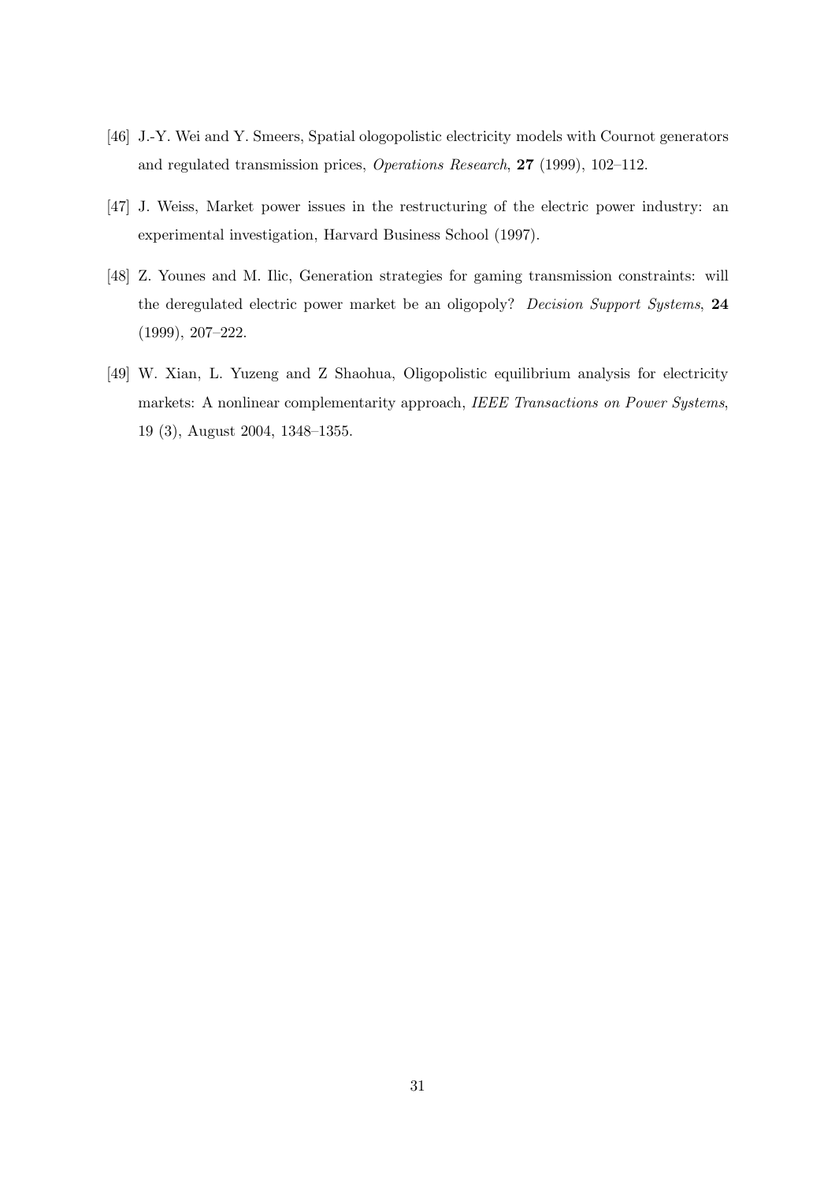[46] J.-Y. Wei and Y. Smeers, Spatial ologopolistic electricity models with Cournot generators and regulated transmission prices, *Operations Research*, **27** (1999), 102–112.

[47] J. Weiss, Market power issues in the restructuring of the electric power industry: an experimental investigation, Harvard Business School (1997).

[48] Z. Younes and M. Ilic, Generation strategies for gaming transmission constraints: will the deregulated electric power market be an oligopoly? *Decision Support Systems*, **24** (1999), 207–222.

[49] W. Xian, L. Yuzeng and Z Shaohua, Oligopolistic equilibrium analysis for electricity markets: A nonlinear complementarity approach, *IEEE Transactions on Power Systems*, 19 (3), August 2004, 1348–1355.